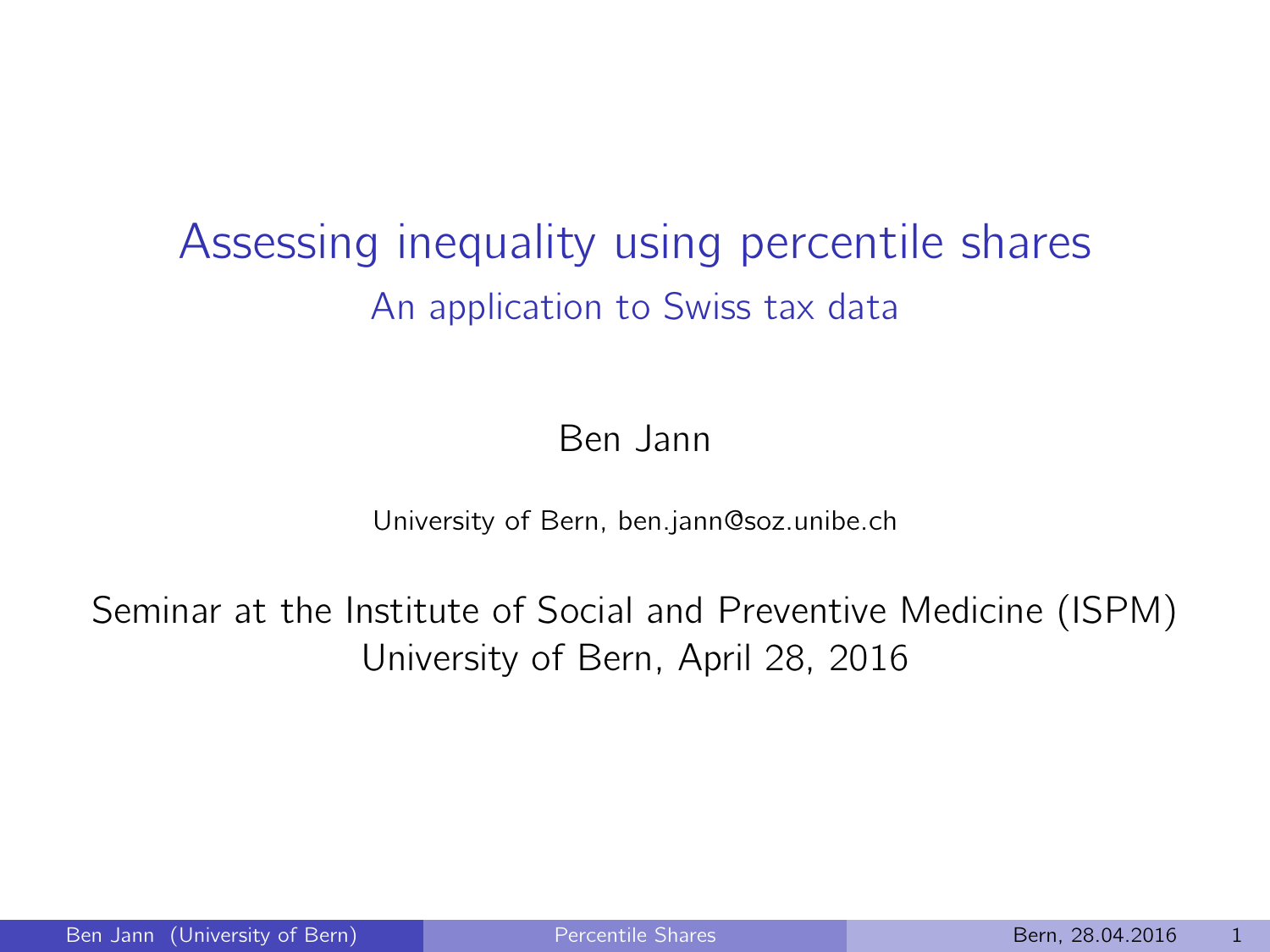# Assessing inequality using percentile shares

## An application to Swiss tax data

Ben Jann

University of Bern, ben.jann@soz.unibe.ch

Seminar at the Institute of Social and Preventive Medicine (ISPM)
University of Bern, April 28, 2016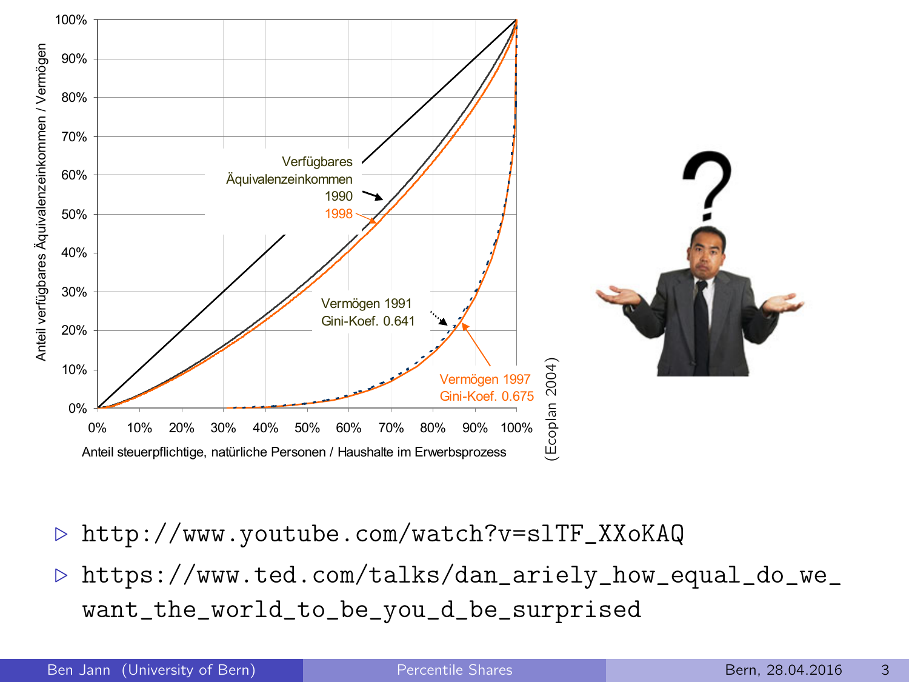- http://www.youtube.com/watch?v=slTF_XXoKAQ
- https://www.ted.com/talks/dan_ariely_how_equal_do_we_want_the_world_to_be_you_d_be_surprised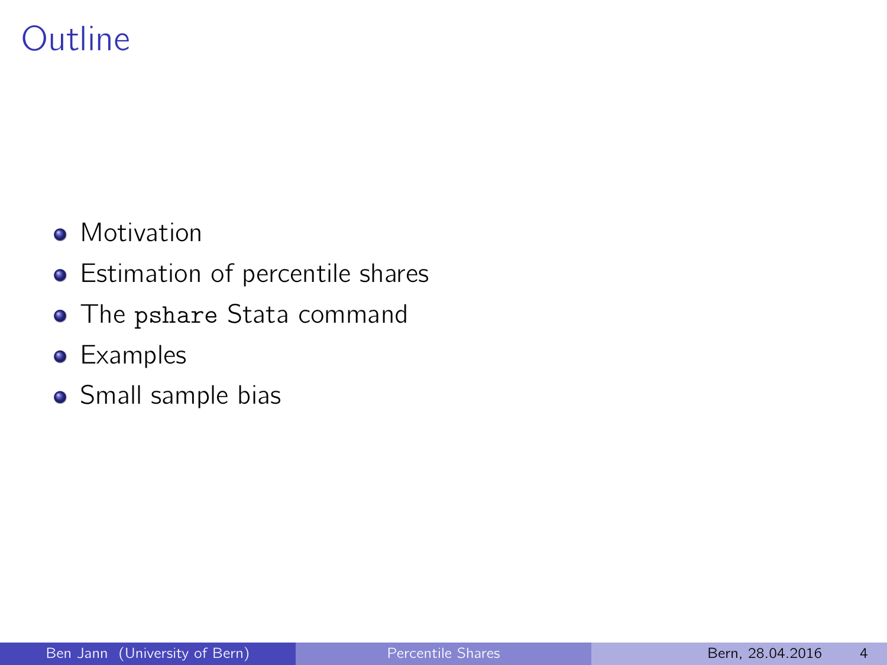# Outline

- Motivation
- Estimation of percentile shares
- The `pshare` Stata command
- Examples
- Small sample bias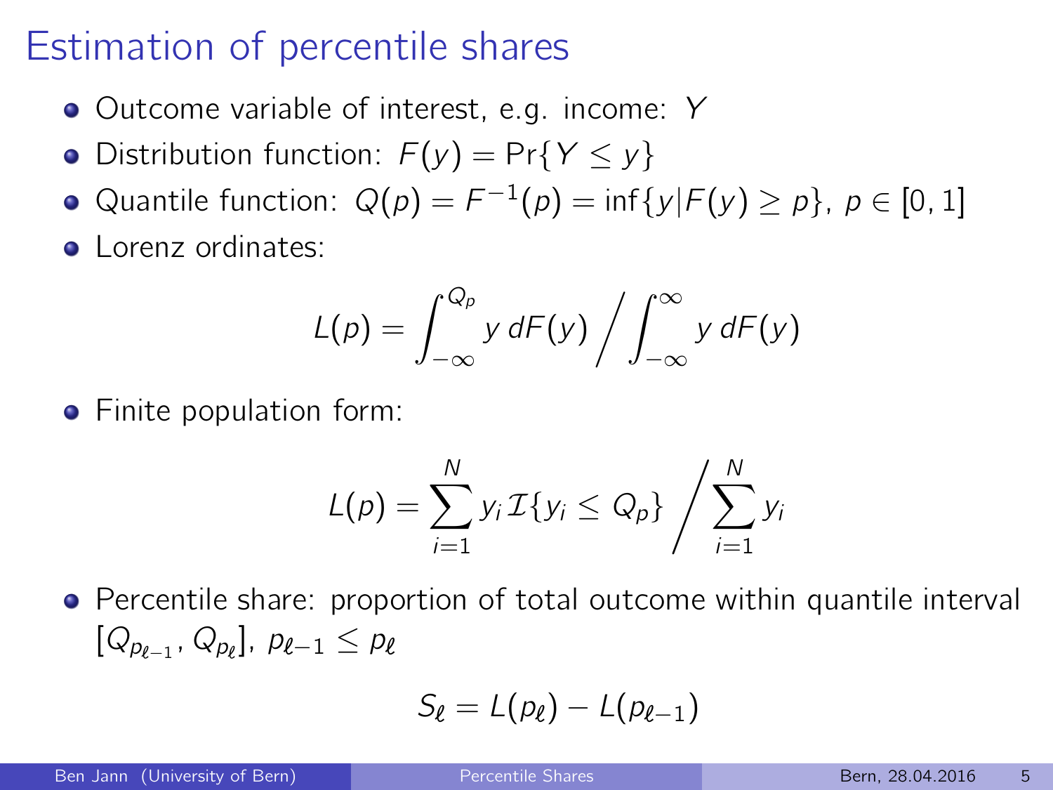# Estimation of percentile shares

- Outcome variable of interest, e.g. income: $Y$
- Distribution function: $F(y) = \Pr\{Y \leq y\}$
- Quantile function: $Q(p) = F^{-1}(p) = \inf\{y | F(y) \geq p\}$, $p \in [0, 1]$
- Lorenz ordinates:

$$L(p) = \int_{-\infty}^{Q_p} y \, dF(y) \bigg/ \int_{-\infty}^{\infty} y \, dF(y)$$

- Finite population form:

$$L(p) = \sum_{i=1}^{N} y_i \, \mathcal{I}\{y_i \leq Q_p\} \bigg/ \sum_{i=1}^{N} y_i$$

- Percentile share: proportion of total outcome within quantile interval $[Q_{p_{\ell-1}}, Q_{p_\ell}]$, $p_{\ell-1} \leq p_\ell$

$$S_\ell = L(p_\ell) - L(p_{\ell-1})$$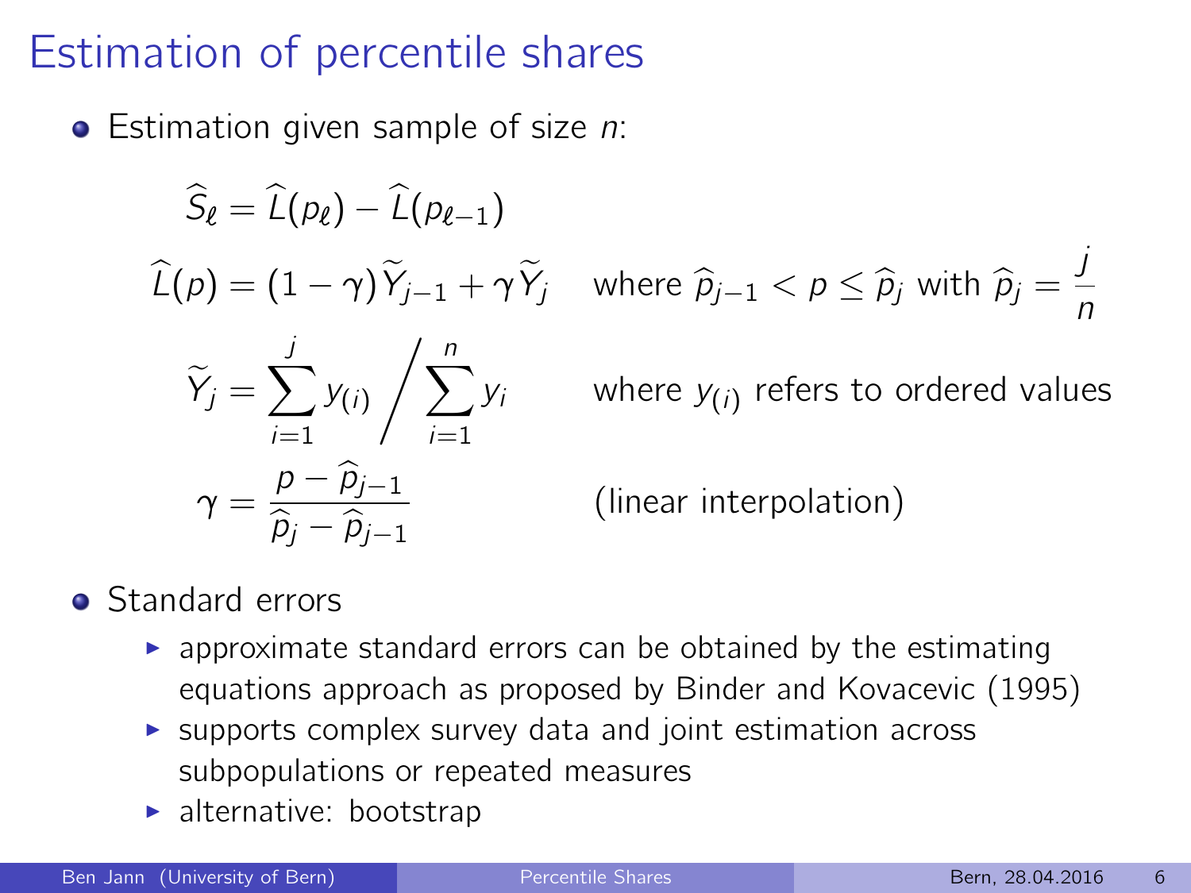# Estimation of percentile shares

- Estimation given sample of size $n$:

$$\widehat{S}_\ell = \widehat{L}(p_\ell) - \widehat{L}(p_{\ell-1})$$

$$\widehat{L}(p) = (1-\gamma)\widetilde{Y}_{j-1} + \gamma\widetilde{Y}_j \quad \text{where } \widehat{p}_{j-1} < p \leq \widehat{p}_j \text{ with } \widehat{p}_j = \frac{j}{n}$$

$$\widetilde{Y}_j = \sum_{i=1}^{j} y_{(i)} \Bigg/ \sum_{i=1}^{n} y_i \qquad \text{where } y_{(i)} \text{ refers to ordered values}$$

$$\gamma = \frac{p - \widehat{p}_{j-1}}{\widehat{p}_j - \widehat{p}_{j-1}} \qquad \text{(linear interpolation)}$$

- Standard errors
  - approximate standard errors can be obtained by the estimating equations approach as proposed by Binder and Kovacevic (1995)
  - supports complex survey data and joint estimation across subpopulations or repeated measures
  - alternative: bootstrap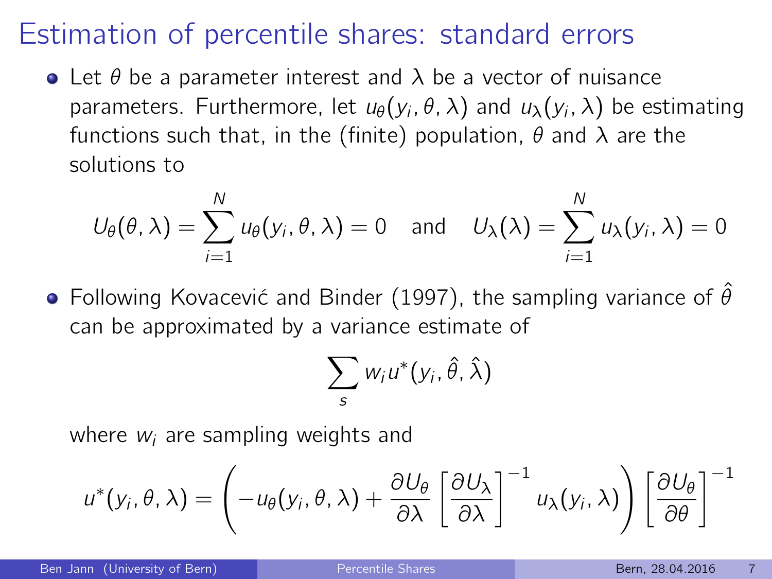# Estimation of percentile shares: standard errors

- Let $\theta$ be a parameter interest and $\lambda$ be a vector of nuisance parameters. Furthermore, let $u_\theta(y_i, \theta, \lambda)$ and $u_\lambda(y_i, \lambda)$ be estimating functions such that, in the (finite) population, $\theta$ and $\lambda$ are the solutions to

$$U_\theta(\theta, \lambda) = \sum_{i=1}^{N} u_\theta(y_i, \theta, \lambda) = 0 \quad \text{and} \quad U_\lambda(\lambda) = \sum_{i=1}^{N} u_\lambda(y_i, \lambda) = 0$$

- Following Kovacević and Binder (1997), the sampling variance of $\hat{\theta}$ can be approximated by a variance estimate of

$$\sum_{s} w_i u^*(y_i, \hat{\theta}, \hat{\lambda})$$

  where $w_i$ are sampling weights and

$$u^*(y_i, \theta, \lambda) = \left( -u_\theta(y_i, \theta, \lambda) + \frac{\partial U_\theta}{\partial \lambda} \left[ \frac{\partial U_\lambda}{\partial \lambda} \right]^{-1} u_\lambda(y_i, \lambda) \right) \left[ \frac{\partial U_\theta}{\partial \theta} \right]^{-1}$$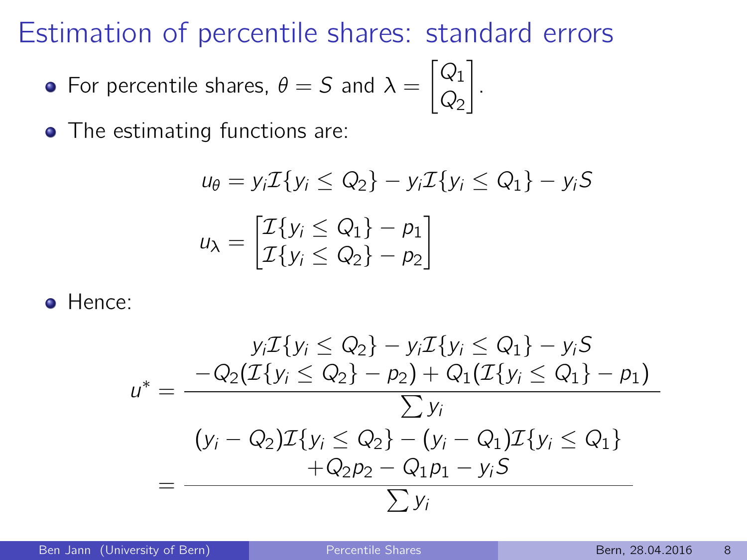# Estimation of percentile shares: standard errors

- For percentile shares, $\theta = S$ and $\lambda = \begin{bmatrix} Q_1 \\ Q_2 \end{bmatrix}$.
- The estimating functions are:

$$u_\theta = y_i \mathcal{I}\{y_i \leq Q_2\} - y_i \mathcal{I}\{y_i \leq Q_1\} - y_i S$$

$$u_\lambda = \begin{bmatrix} \mathcal{I}\{y_i \leq Q_1\} - p_1 \\ \mathcal{I}\{y_i \leq Q_2\} - p_2 \end{bmatrix}$$

- Hence:

$$u^* = \frac{\begin{matrix} y_i \mathcal{I}\{y_i \leq Q_2\} - y_i \mathcal{I}\{y_i \leq Q_1\} - y_i S \\ -Q_2(\mathcal{I}\{y_i \leq Q_2\} - p_2) + Q_1(\mathcal{I}\{y_i \leq Q_1\} - p_1) \end{matrix}}{\sum y_i}$$

$$= \frac{\begin{matrix} (y_i - Q_2)\mathcal{I}\{y_i \leq Q_2\} - (y_i - Q_1)\mathcal{I}\{y_i \leq Q_1\} \\ +Q_2 p_2 - Q_1 p_1 - y_i S \end{matrix}}{\sum y_i}$$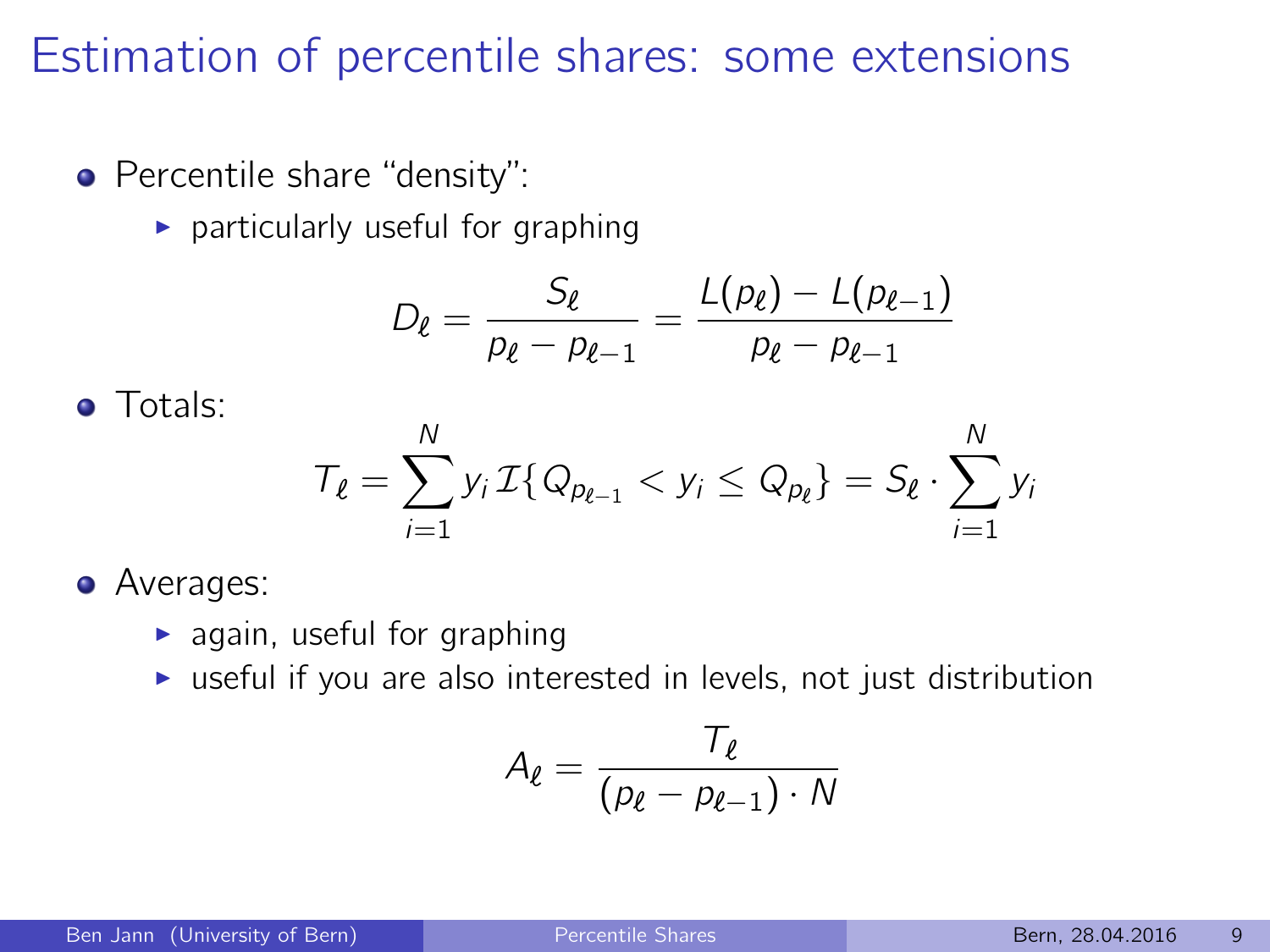# Estimation of percentile shares: some extensions

- Percentile share "density":
  - particularly useful for graphing

$$D_\ell = \frac{S_\ell}{p_\ell - p_{\ell-1}} = \frac{L(p_\ell) - L(p_{\ell-1})}{p_\ell - p_{\ell-1}}$$

- Totals:

$$T_\ell = \sum_{i=1}^{N} y_i \, \mathcal{I}\{Q_{p_{\ell-1}} < y_i \leq Q_{p_\ell}\} = S_\ell \cdot \sum_{i=1}^{N} y_i$$

- Averages:
  - again, useful for graphing
  - useful if you are also interested in levels, not just distribution

$$A_\ell = \frac{T_\ell}{(p_\ell - p_{\ell-1}) \cdot N}$$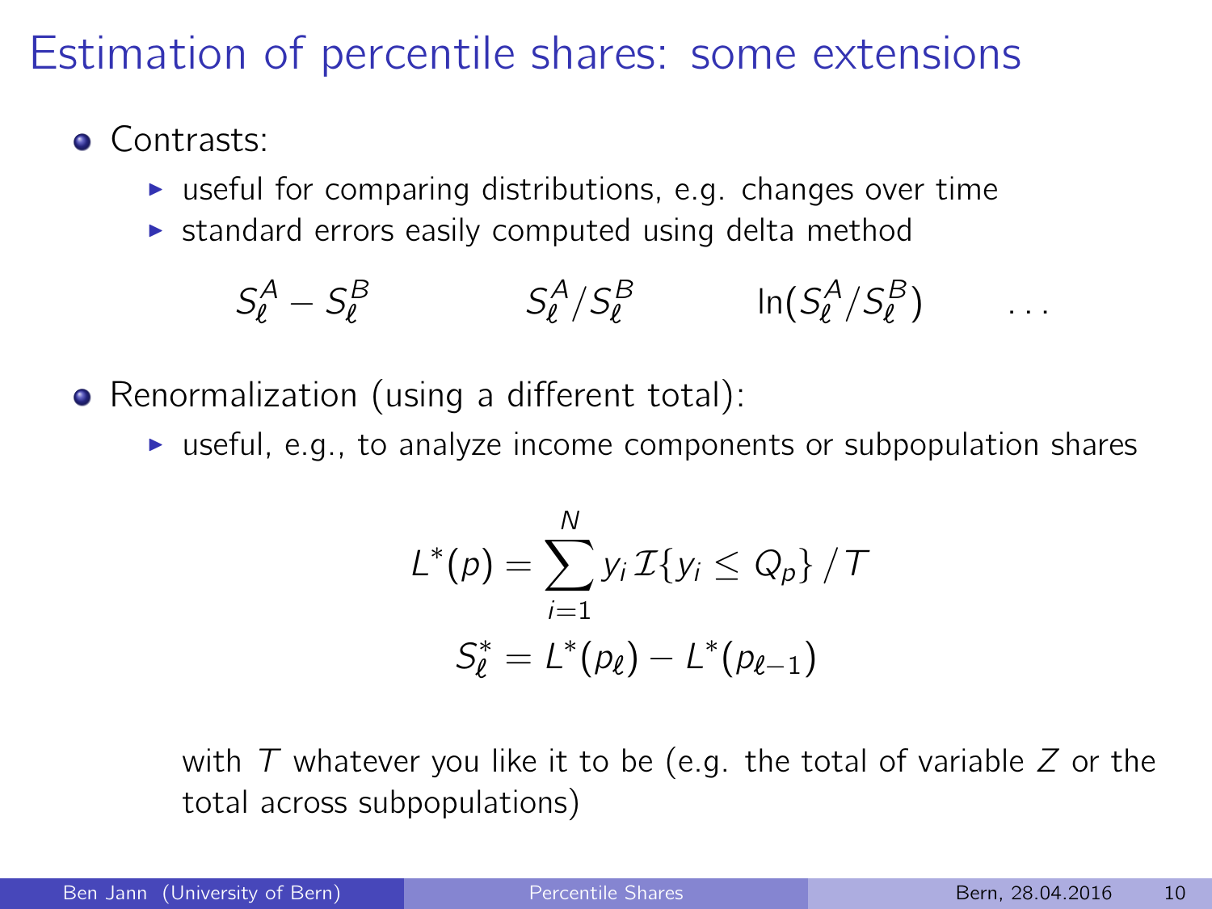# Estimation of percentile shares: some extensions

- Contrasts:
  - useful for comparing distributions, e.g. changes over time
  - standard errors easily computed using delta method

$$S_\ell^A - S_\ell^B \qquad S_\ell^A / S_\ell^B \qquad \ln(S_\ell^A / S_\ell^B) \qquad \dots$$

- Renormalization (using a different total):
  - useful, e.g., to analyze income components or subpopulation shares

$$L^*(p) = \sum_{i=1}^{N} y_i \, \mathcal{I}\{y_i \leq Q_p\} \, / \, T$$

$$S_\ell^* = L^*(p_\ell) - L^*(p_{\ell-1})$$

with $T$ whatever you like it to be (e.g. the total of variable $Z$ or the total across subpopulations)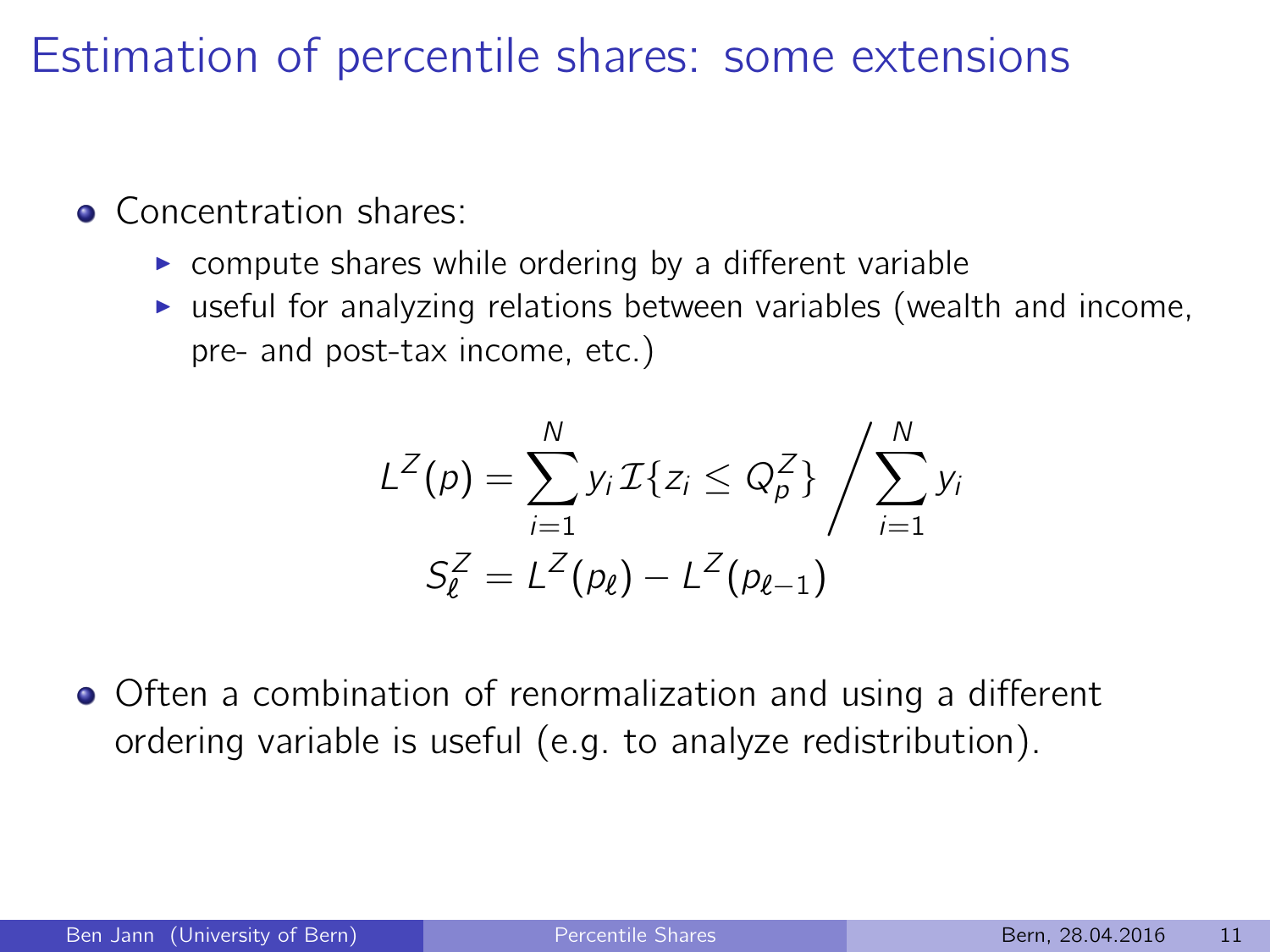# Estimation of percentile shares: some extensions

- Concentration shares:
  - compute shares while ordering by a different variable
  - useful for analyzing relations between variables (wealth and income, pre- and post-tax income, etc.)

$$L^Z(p) = \sum_{i=1}^{N} y_i \mathcal{I}\{z_i \leq Q_p^Z\} \Bigg/ \sum_{i=1}^{N} y_i$$

$$S_\ell^Z = L^Z(p_\ell) - L^Z(p_{\ell-1})$$

- Often a combination of renormalization and using a different ordering variable is useful (e.g. to analyze redistribution).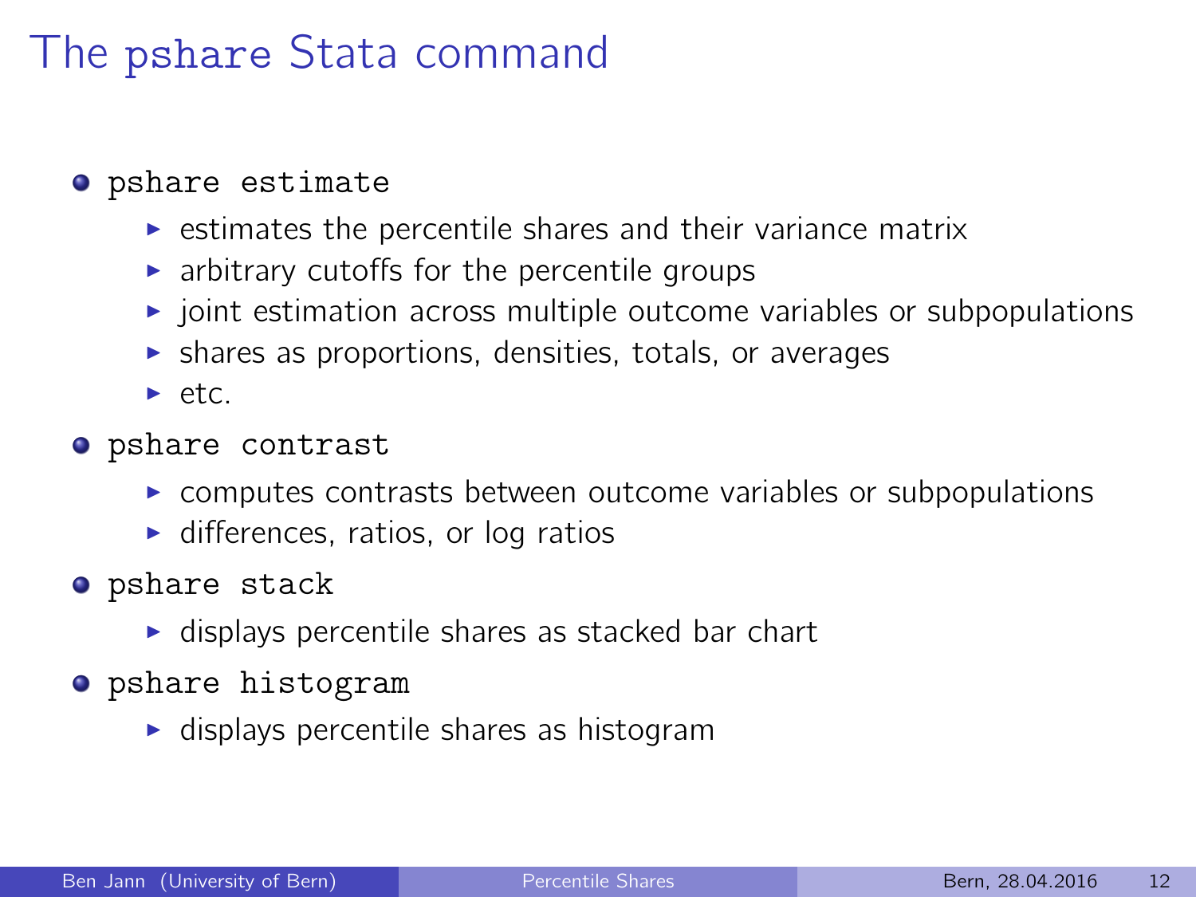# The `pshare` Stata command

- `pshare estimate`
  - estimates the percentile shares and their variance matrix
  - arbitrary cutoffs for the percentile groups
  - joint estimation across multiple outcome variables or subpopulations
  - shares as proportions, densities, totals, or averages
  - etc.
- `pshare contrast`
  - computes contrasts between outcome variables or subpopulations
  - differences, ratios, or log ratios
- `pshare stack`
  - displays percentile shares as stacked bar chart
- `pshare histogram`
  - displays percentile shares as histogram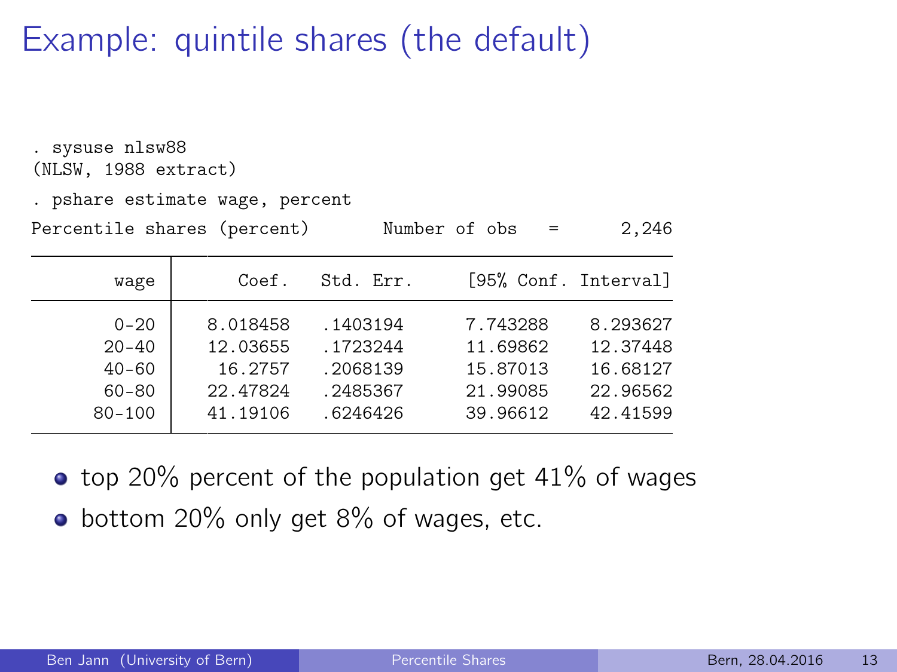# Example: quintile shares (the default)

```
. sysuse nlsw88
(NLSW, 1988 extract)

. pshare estimate wage, percent
Percentile shares (percent)         Number of obs     =      2,246

--------------------------------------------------------------
        wage |      Coef.   Std. Err.     [95% Conf. Interval]
-------------+------------------------------------------------
        0-20 |   8.018458   .1403194      7.743288    8.293627
       20-40 |   12.03655   .1723244      11.69862    12.37448
       40-60 |    16.2757   .2068139      15.87013    16.68127
       60-80 |   22.47824   .2485367      21.99085    22.96562
      80-100 |   41.19106   .6246426      39.96612    42.41599
--------------------------------------------------------------
```

- top 20% percent of the population get 41% of wages
- bottom 20% only get 8% of wages, etc.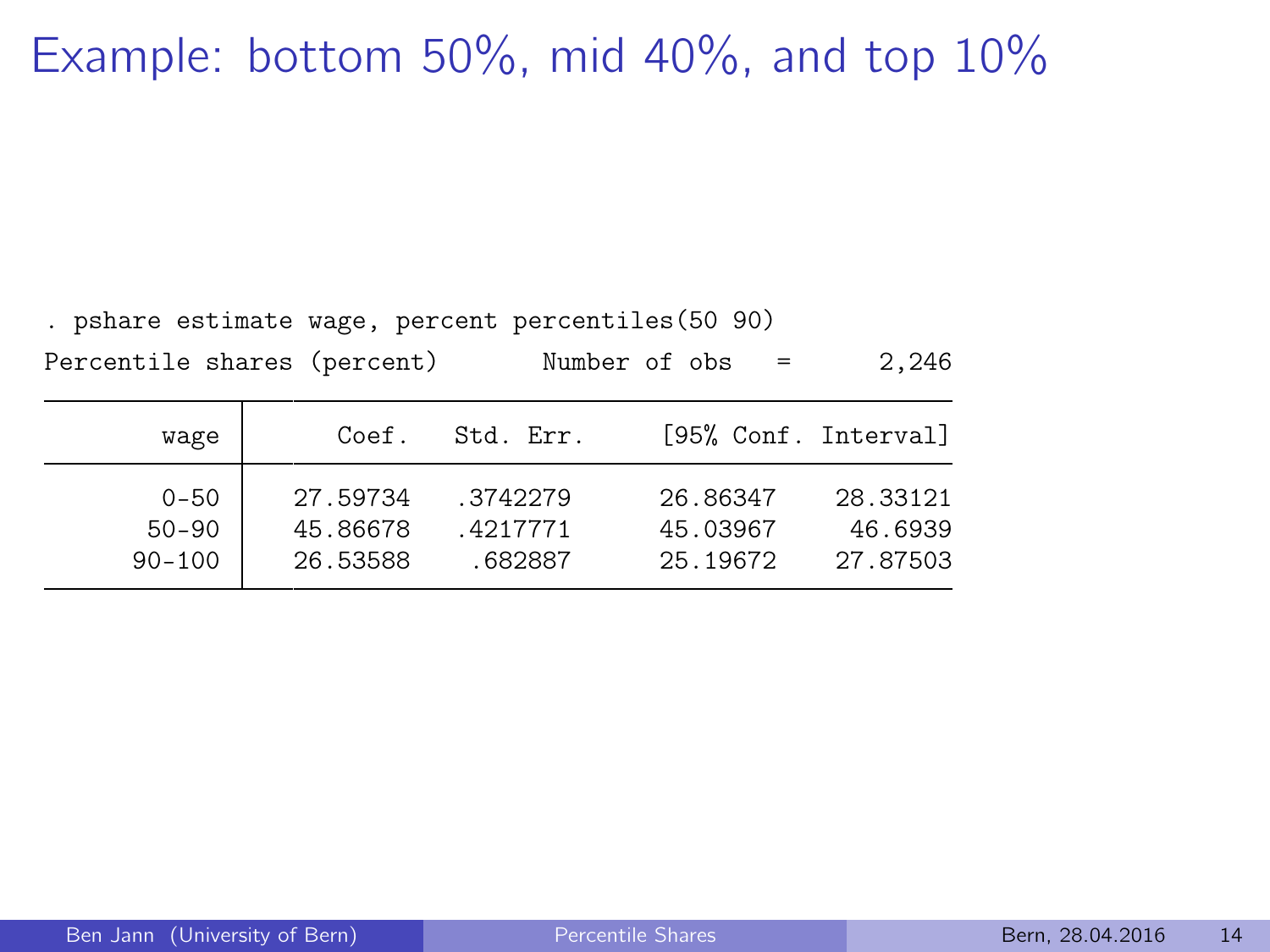# Example: bottom 50%, mid 40%, and top 10%

```
. pshare estimate wage, percent percentiles(50 90)
Percentile shares (percent)          Number of obs    =      2,246

        wage |      Coef.   Std. Err.     [95% Conf. Interval]
             |
        0-50 |   27.59734   .3742279      26.86347    28.33121
       50-90 |   45.86678   .4217771      45.03967     46.6939
      90-100 |   26.53588    .682887      25.19672    27.87503
```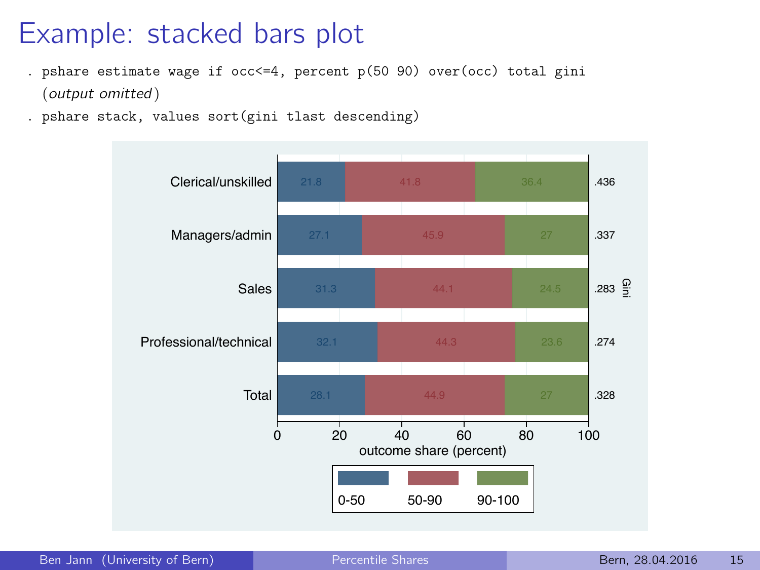# Example: stacked bars plot

```
. pshare estimate wage if occ<=4, percent p(50 90) over(occ) total gini
  (output omitted)
. pshare stack, values sort(gini tlast descending)
```

| | 0-50 | 50-90 | 90-100 | Gini |
|---|---|---|---|---|
| Clerical/unskilled | 21.8 | 41.8 | 36.4 | .436 |
| Managers/admin | 27.1 | 45.9 | 27 | .337 |
| Sales | 31.3 | 44.1 | 24.5 | .283 |
| Professional/technical | 32.1 | 44.3 | 23.6 | .274 |
| Total | 28.1 | 44.9 | 27 | .328 |

outcome share (percent)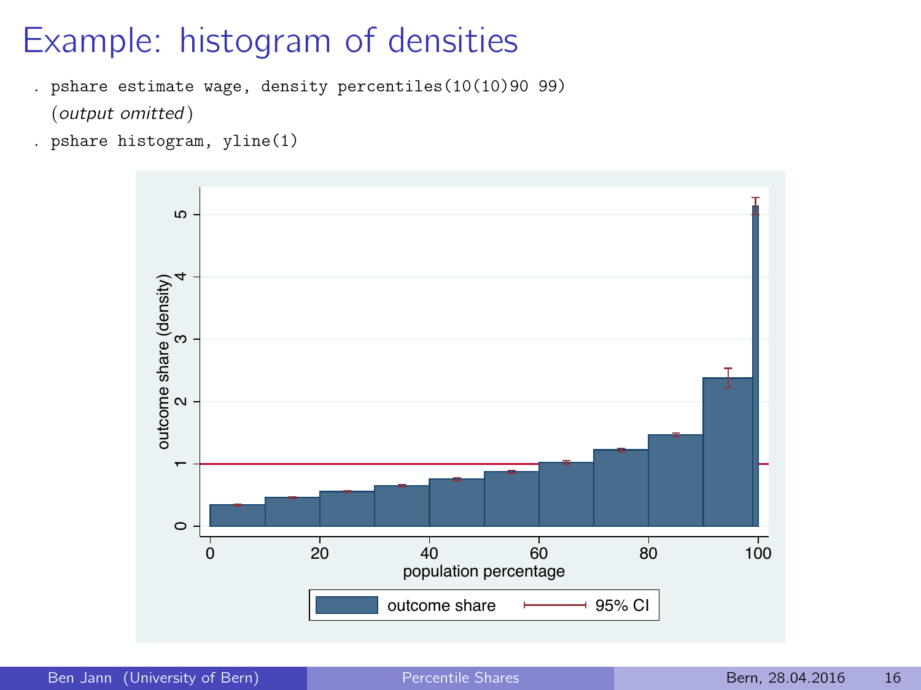# Example: histogram of densities

```
. pshare estimate wage, density percentiles(10(10)90 99)
  (output omitted)
. pshare histogram, yline(1)
```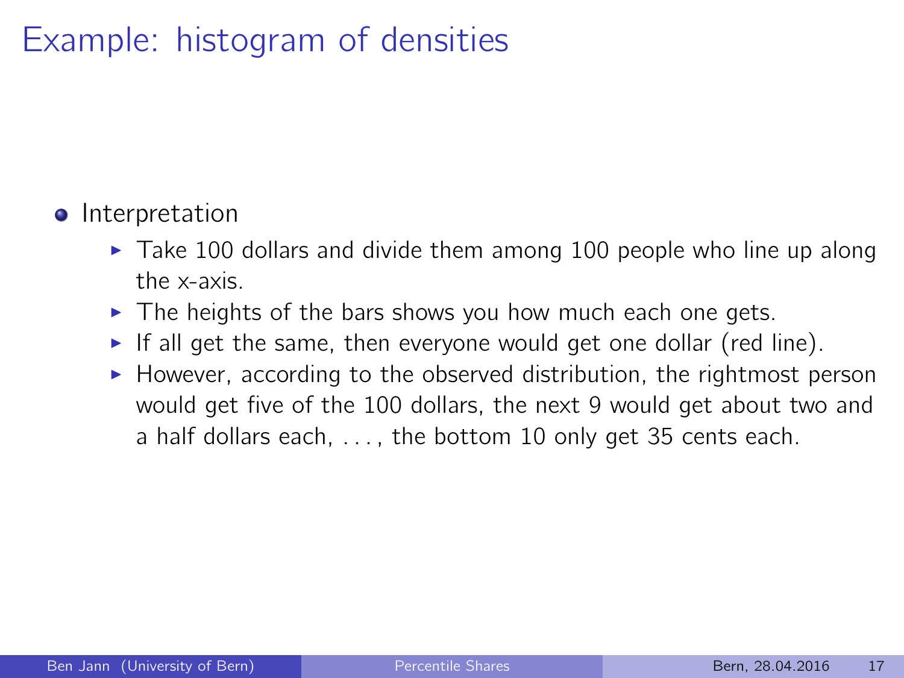# Example: histogram of densities

- Interpretation
  - Take 100 dollars and divide them among 100 people who line up along the x-axis.
  - The heights of the bars shows you how much each one gets.
  - If all get the same, then everyone would get one dollar (red line).
  - However, according to the observed distribution, the rightmost person would get five of the 100 dollars, the next 9 would get about two and a half dollars each, . . . , the bottom 10 only get 35 cents each.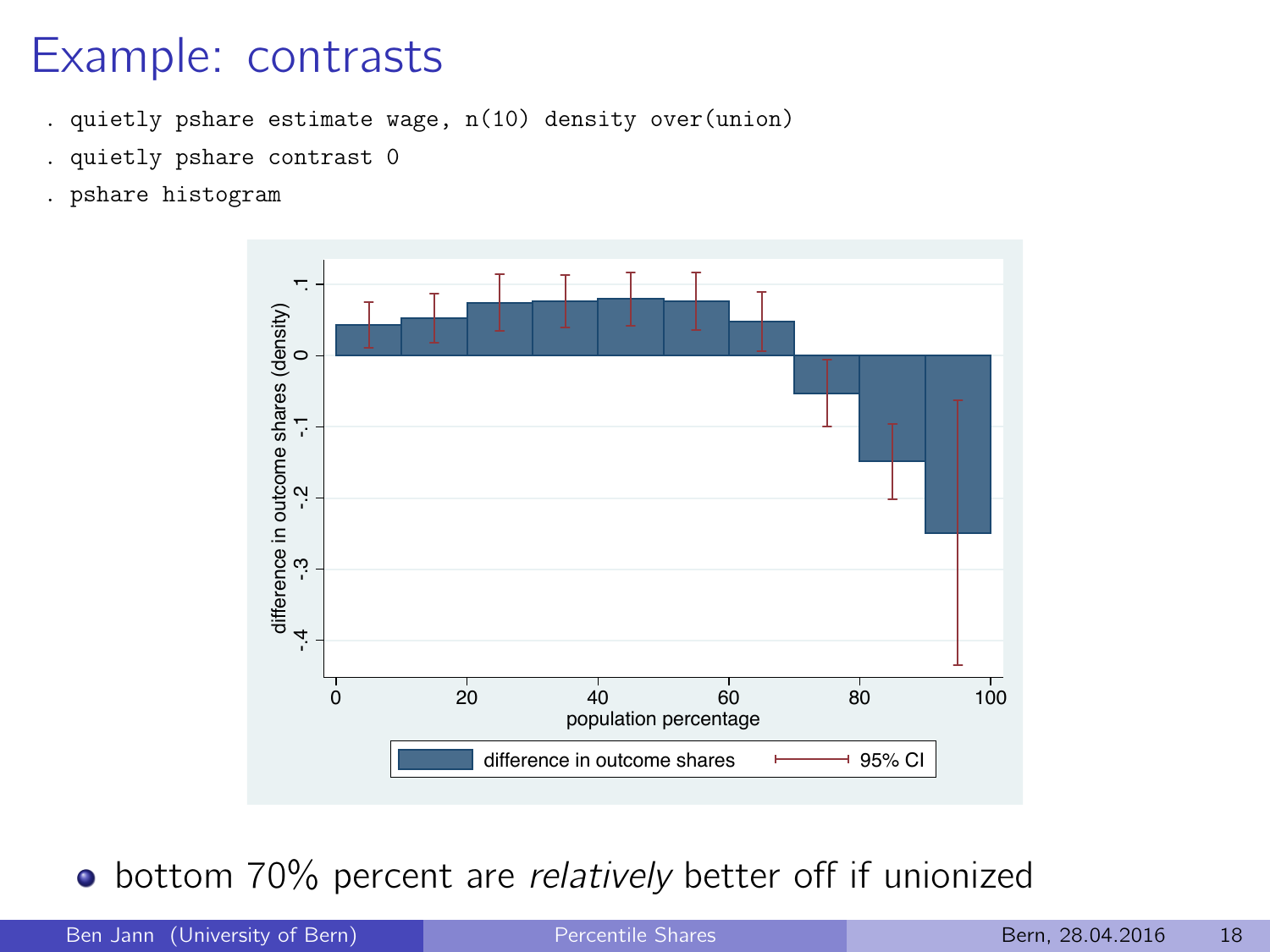# Example: contrasts

```
. quietly pshare estimate wage, n(10) density over(union)
. quietly pshare contrast 0
. pshare histogram
```

- bottom 70% percent are *relatively* better off if unionized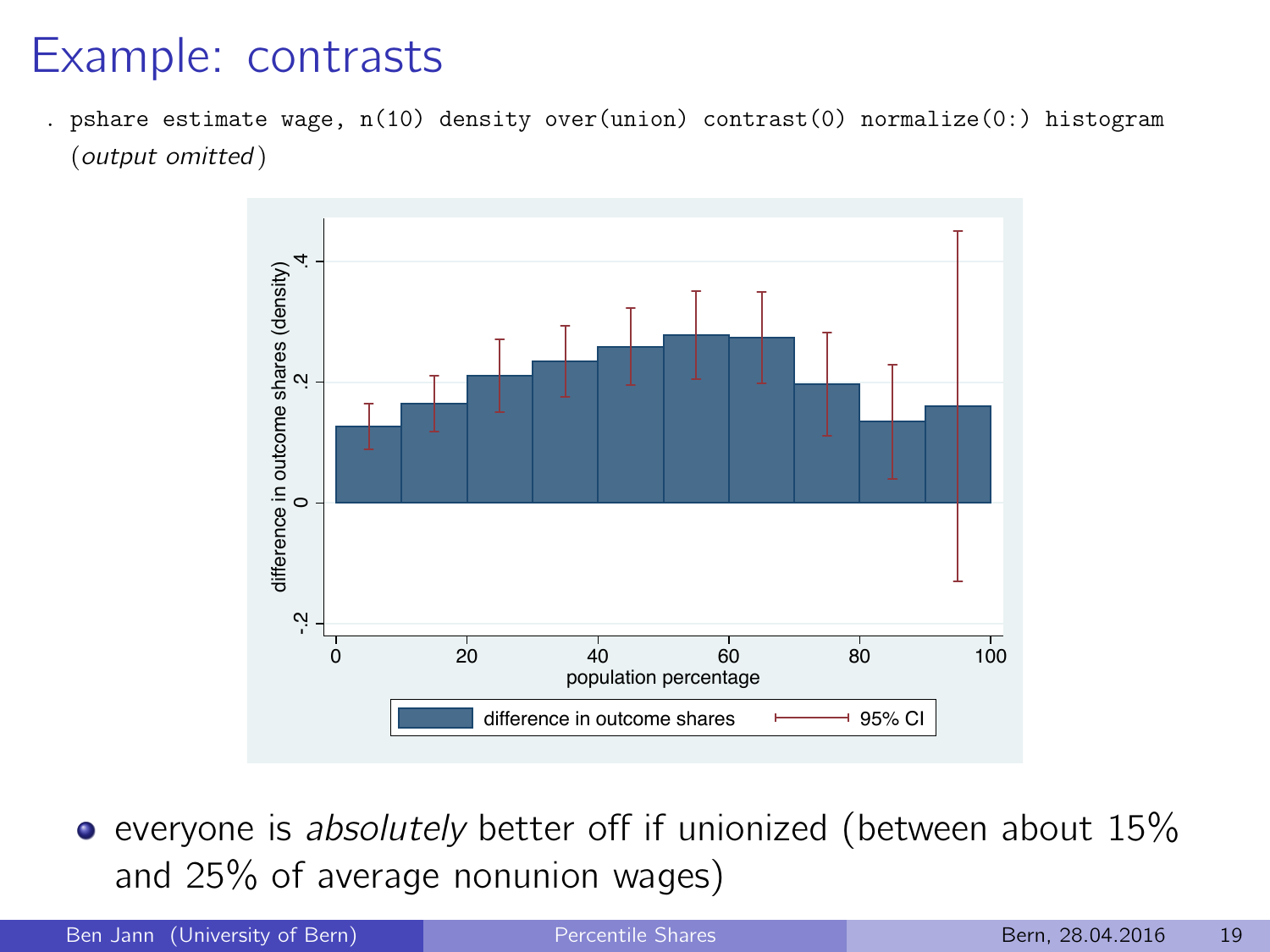# Example: contrasts

```
. pshare estimate wage, n(10) density over(union) contrast(0) normalize(0:) histogram
  (output omitted)
```

- everyone is *absolutely* better off if unionized (between about 15% and 25% of average nonunion wages)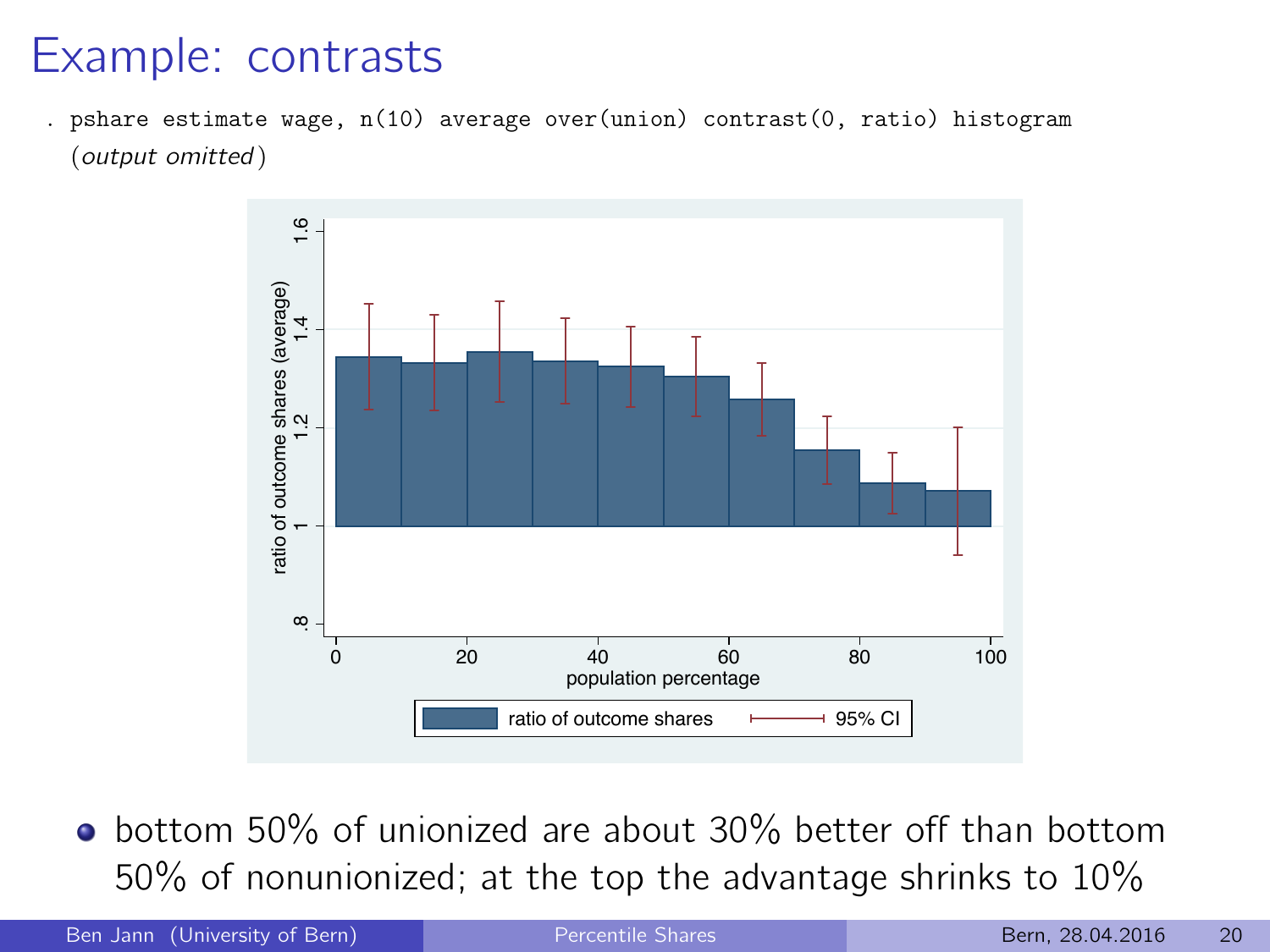# Example: contrasts

```
. pshare estimate wage, n(10) average over(union) contrast(0, ratio) histogram
  (output omitted)
```

- bottom 50% of unionized are about 30% better off than bottom 50% of nonunionized; at the top the advantage shrinks to 10%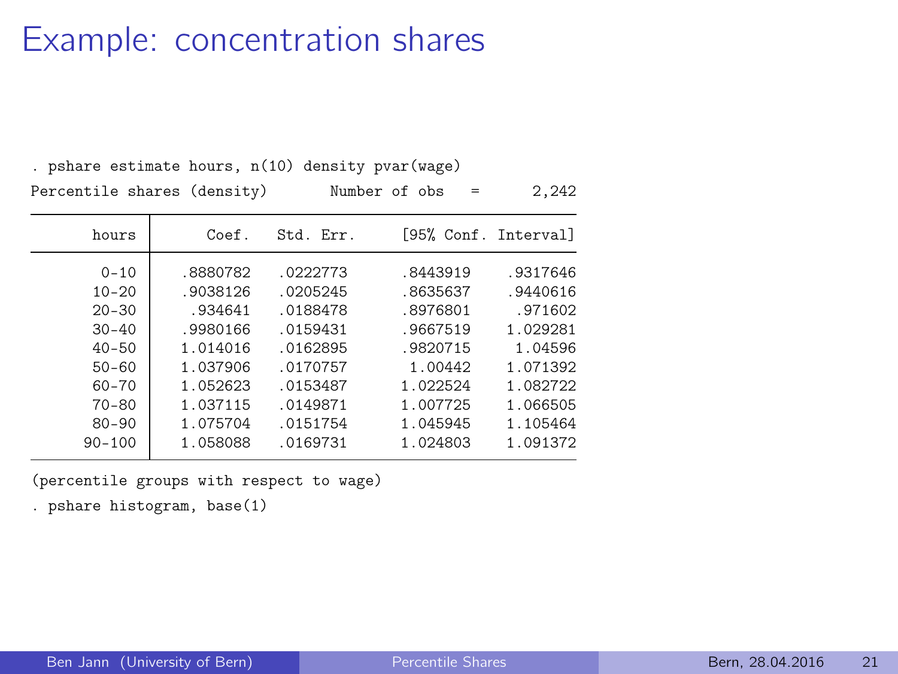# Example: concentration shares

```
. pshare estimate hours, n(10) density pvar(wage)
Percentile shares (density)       Number of obs   =      2,242

--------------------------------------------------------------
       hours |      Coef.   Std. Err.     [95% Conf. Interval]
-------------+------------------------------------------------
        0-10 |   .8880782   .0222773      .8443919    .9317646
       10-20 |   .9038126   .0205245      .8635637    .9440616
       20-30 |    .934641   .0188478      .8976801     .971602
       30-40 |   .9980166   .0159431      .9667519    1.029281
       40-50 |   1.014016   .0162895      .9820715     1.04596
       50-60 |   1.037906   .0170757       1.00442    1.071392
       60-70 |   1.052623   .0153487      1.022524    1.082722
       70-80 |   1.037115   .0149871      1.007725    1.066505
       80-90 |   1.075704   .0151754      1.045945    1.105464
      90-100 |   1.058088   .0169731      1.024803    1.091372
--------------------------------------------------------------
(percentile groups with respect to wage)
. pshare histogram, base(1)
```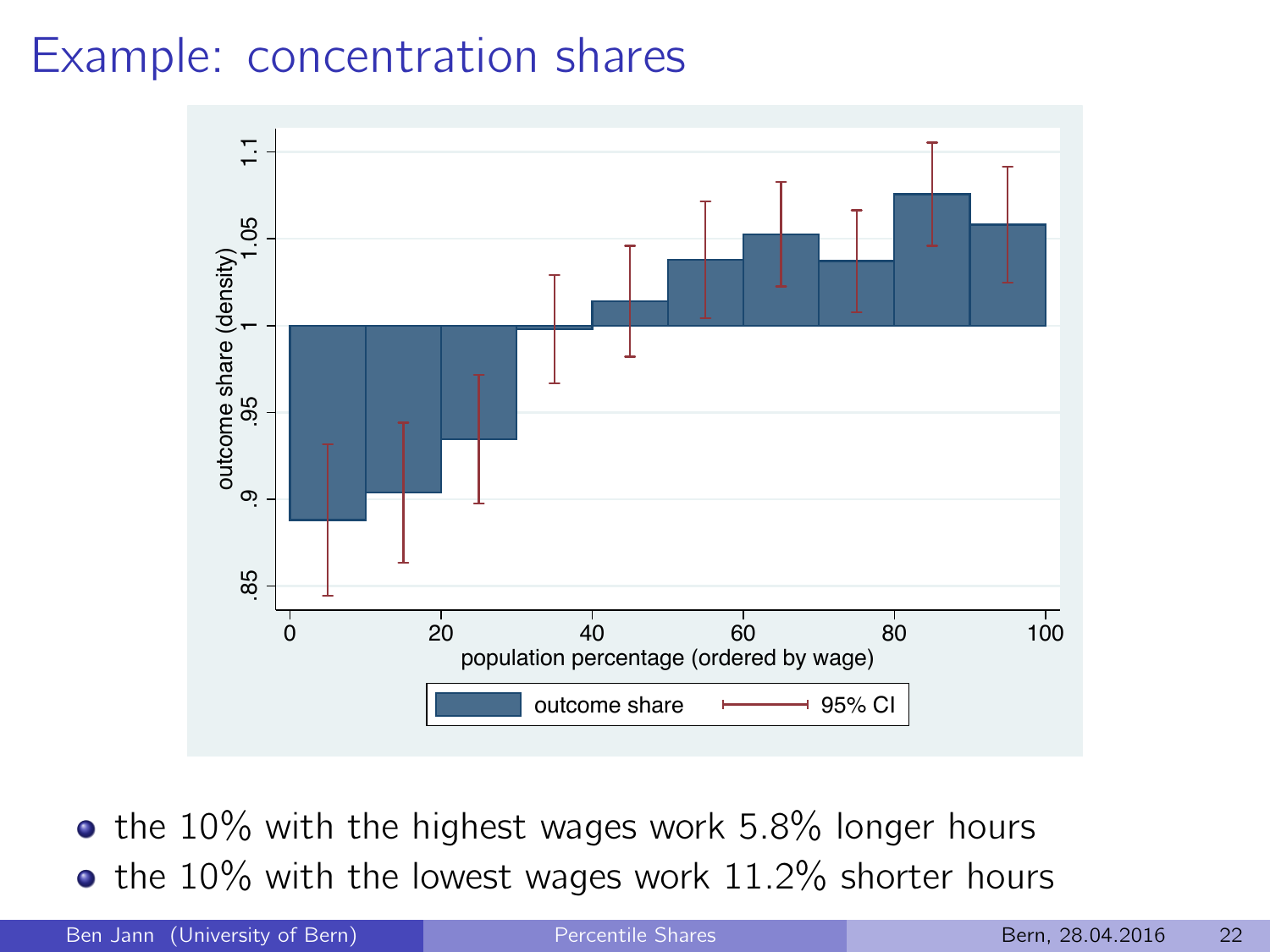# Example: concentration shares

- the 10% with the highest wages work 5.8% longer hours
- the 10% with the lowest wages work 11.2% shorter hours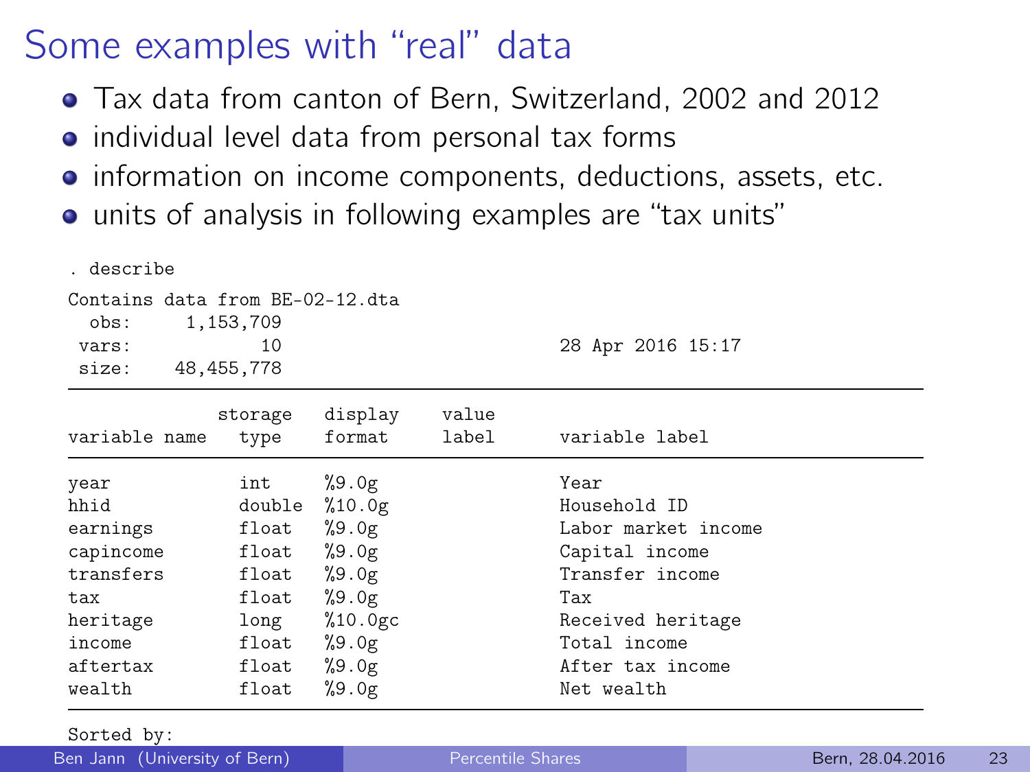# Some examples with “real” data

- Tax data from canton of Bern, Switzerland, 2002 and 2012
- individual level data from personal tax forms
- information on income components, deductions, assets, etc.
- units of analysis in following examples are “tax units”

```
. describe

Contains data from BE-02-12.dta
  obs:     1,153,709
 vars:            10                          28 Apr 2016 15:17
 size:    48,455,778
--------------------------------------------------------------------------------
              storage   display    value
variable name   type    format     label      variable label
--------------------------------------------------------------------------------
year            int     %9.0g                 Year
hhid            double  %10.0g                Household ID
earnings        float   %9.0g                 Labor market income
capincome       float   %9.0g                 Capital income
transfers       float   %9.0g                 Transfer income
tax             float   %9.0g                 Tax
heritage        long    %10.0gc               Received heritage
income          float   %9.0g                 Total income
aftertax        float   %9.0g                 After tax income
wealth          float   %9.0g                 Net wealth
--------------------------------------------------------------------------------
Sorted by:
```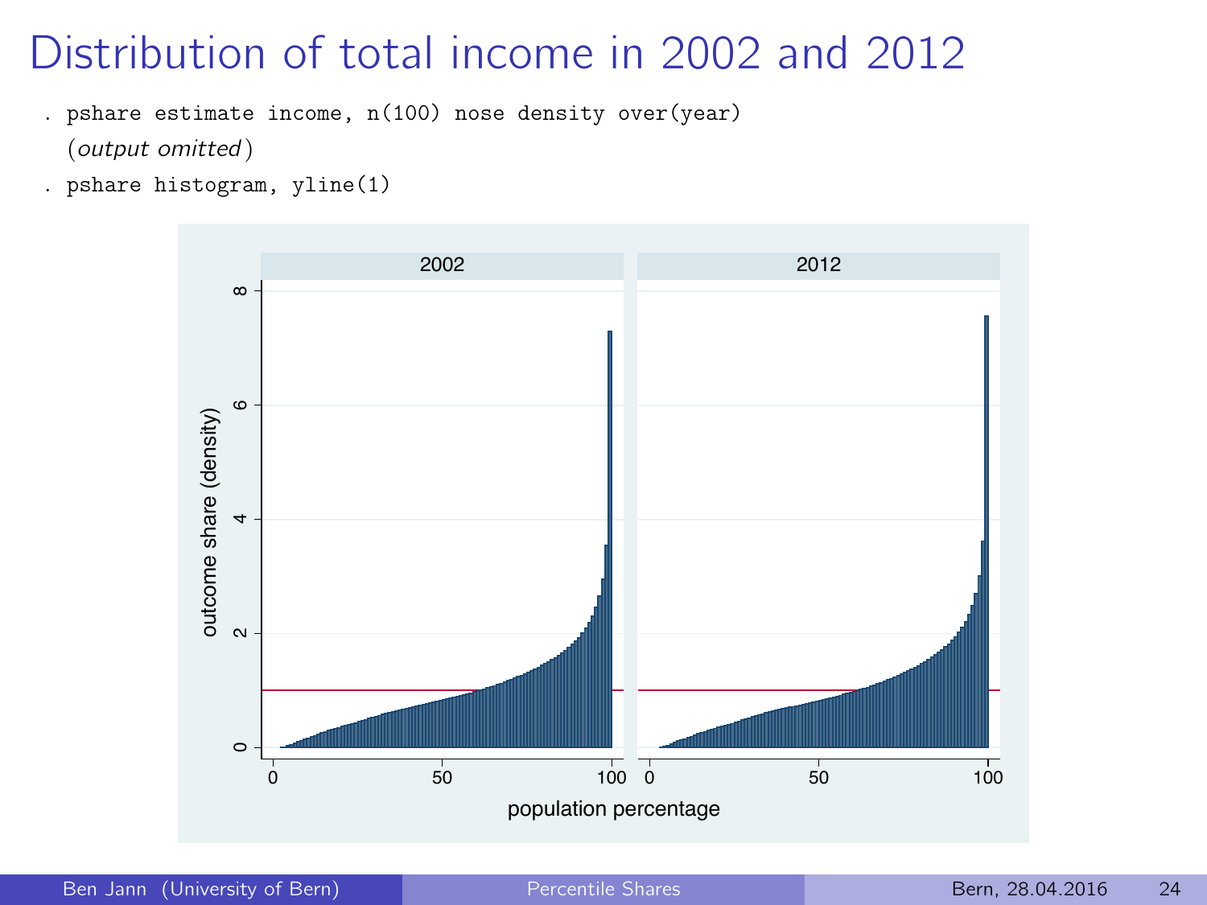# Distribution of total income in 2002 and 2012

```
. pshare estimate income, n(100) nose density over(year)
  (output omitted)
. pshare histogram, yline(1)
```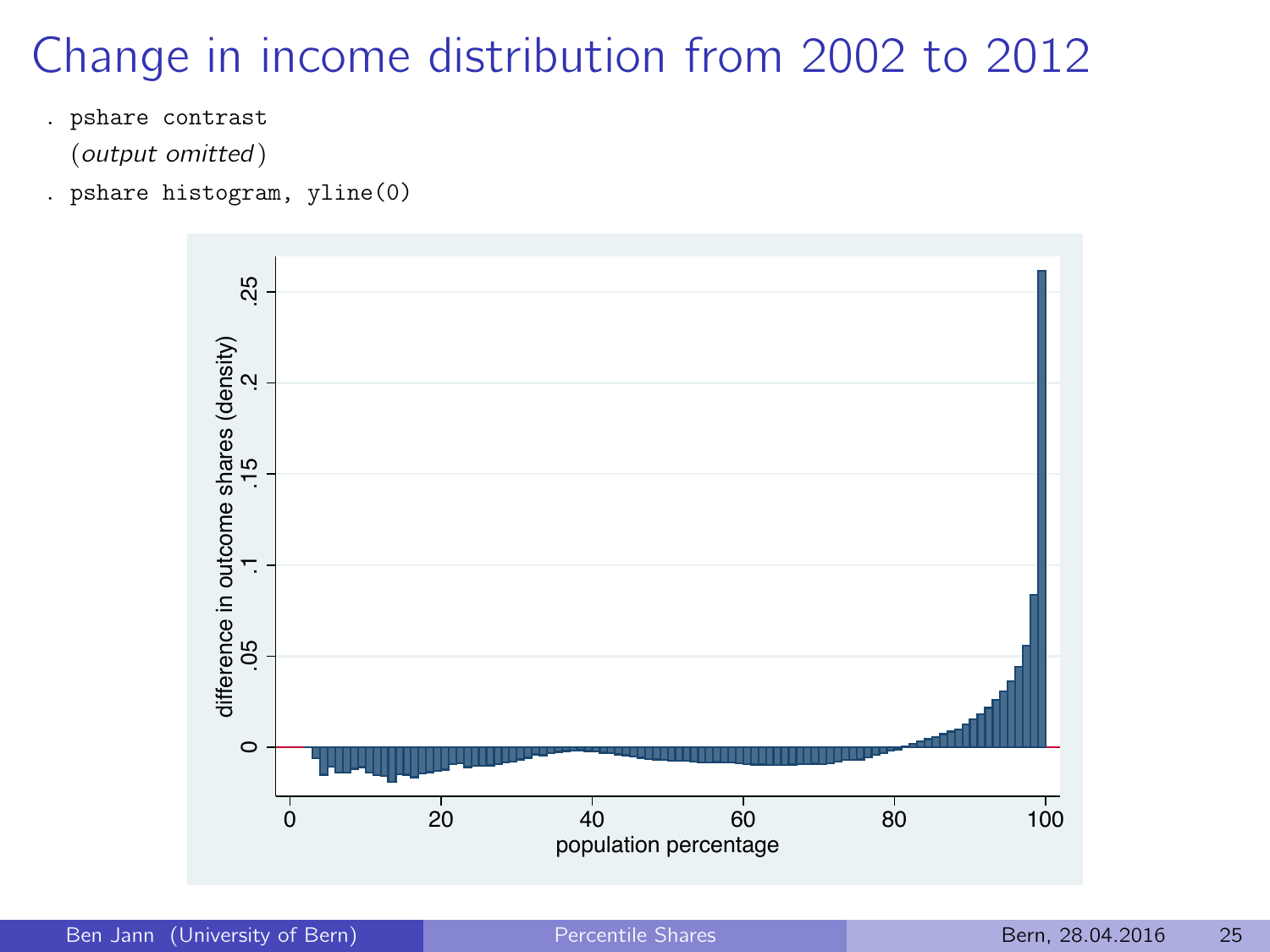# Change in income distribution from 2002 to 2012

```
. pshare contrast
  (output omitted)
. pshare histogram, yline(0)
```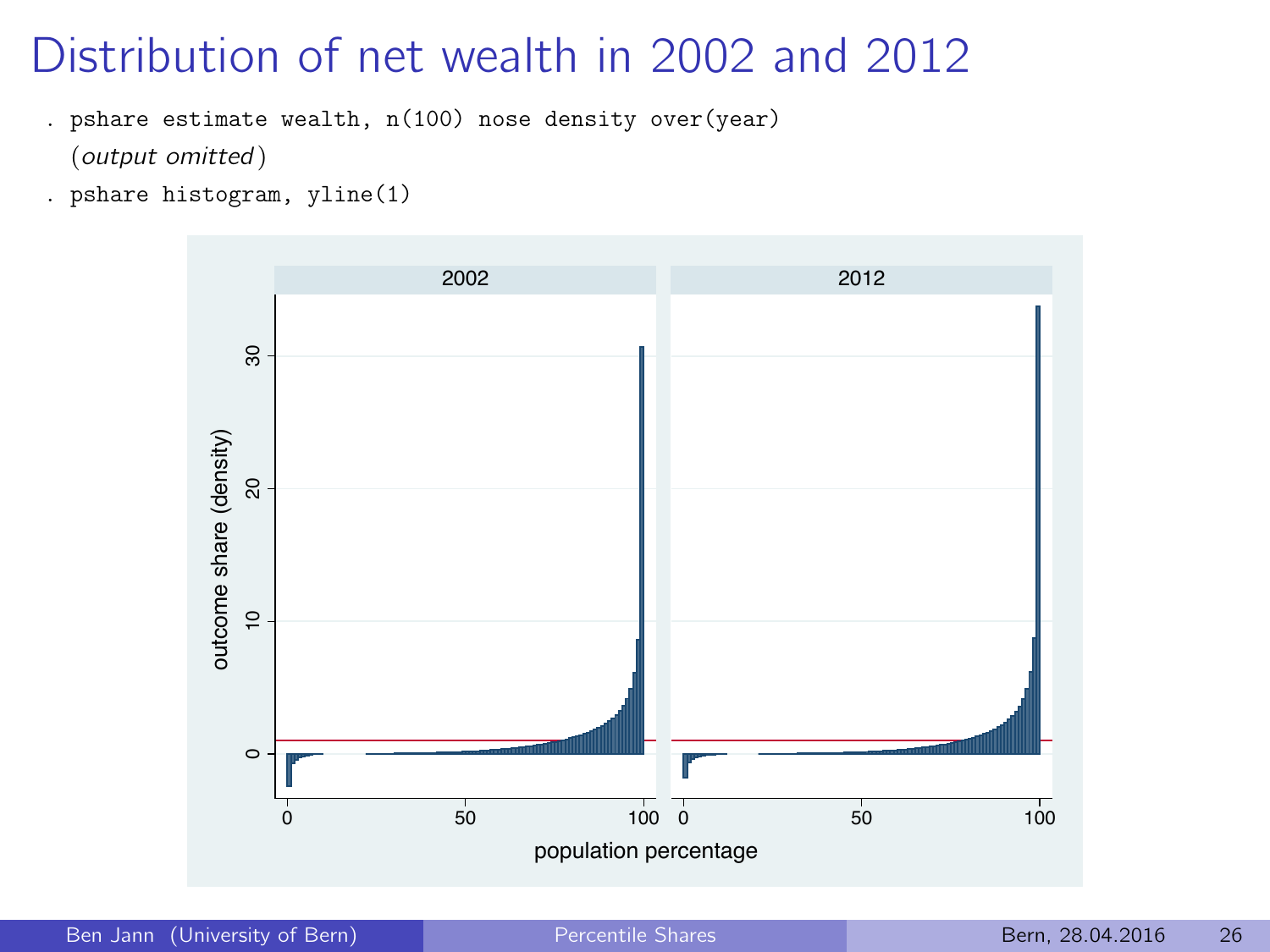# Distribution of net wealth in 2002 and 2012

```
. pshare estimate wealth, n(100) nose density over(year)
  (output omitted)
. pshare histogram, yline(1)
```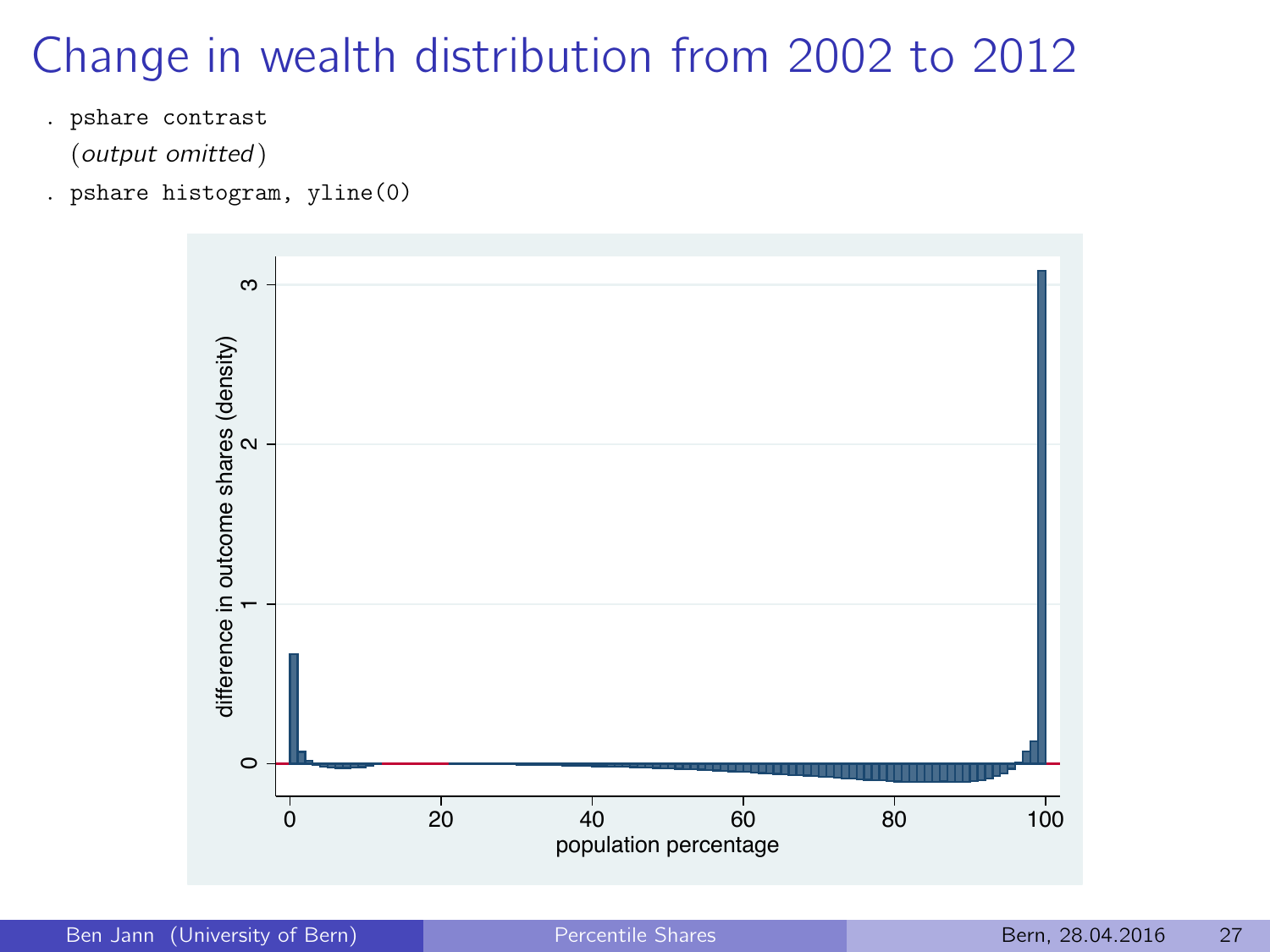# Change in wealth distribution from 2002 to 2012

```
. pshare contrast
  (output omitted)
. pshare histogram, yline(0)
```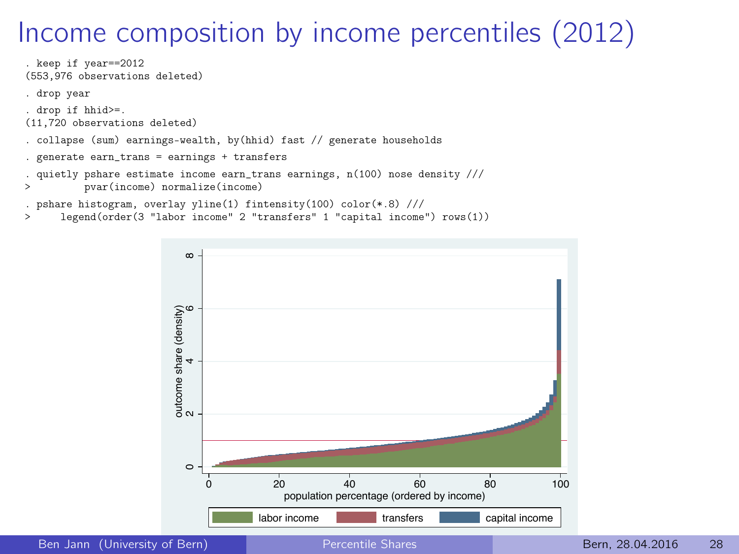# Income composition by income percentiles (2012)

```
. keep if year==2012
(553,976 observations deleted)

. drop year

. drop if hhid>=.
(11,720 observations deleted)

. collapse (sum) earnings-wealth, by(hhid) fast // generate households

. generate earn_trans = earnings + transfers

. quietly pshare estimate income earn_trans earnings, n(100) nose density ///
>         pvar(income) normalize(income)

. pshare histogram, overlay yline(1) fintensity(100) color(*.8) ///
>     legend(order(3 "labor income" 2 "transfers" 1 "capital income") rows(1))
```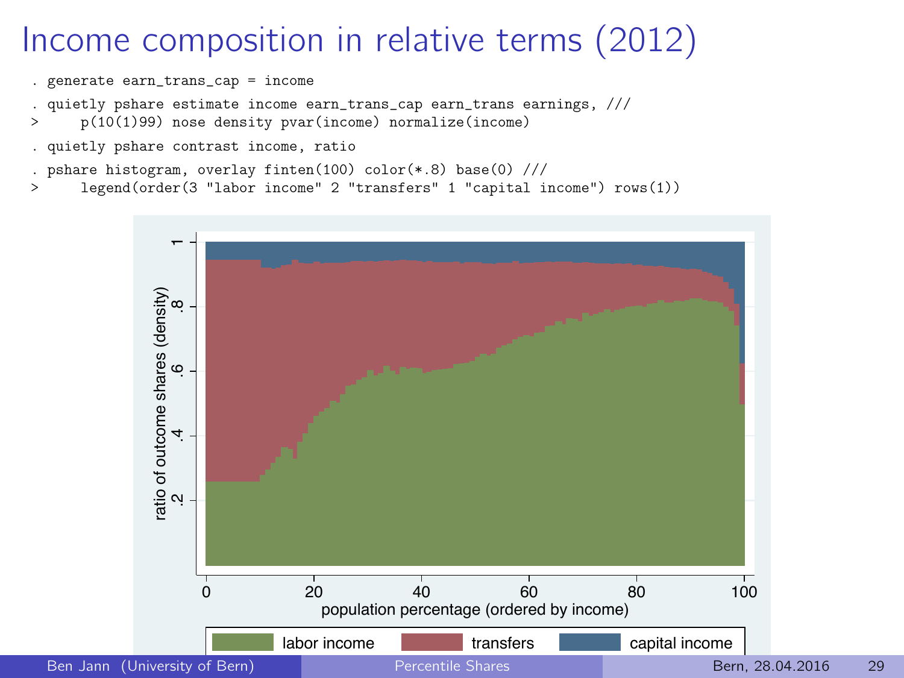# Income composition in relative terms (2012)

```
. generate earn_trans_cap = income

. quietly pshare estimate income earn_trans_cap earn_trans earnings, ///
>     p(10(1)99) nose density pvar(income) normalize(income)

. quietly pshare contrast income, ratio

. pshare histogram, overlay finten(100) color(*.8) base(0) ///
>     legend(order(3 "labor income" 2 "transfers" 1 "capital income") rows(1))
```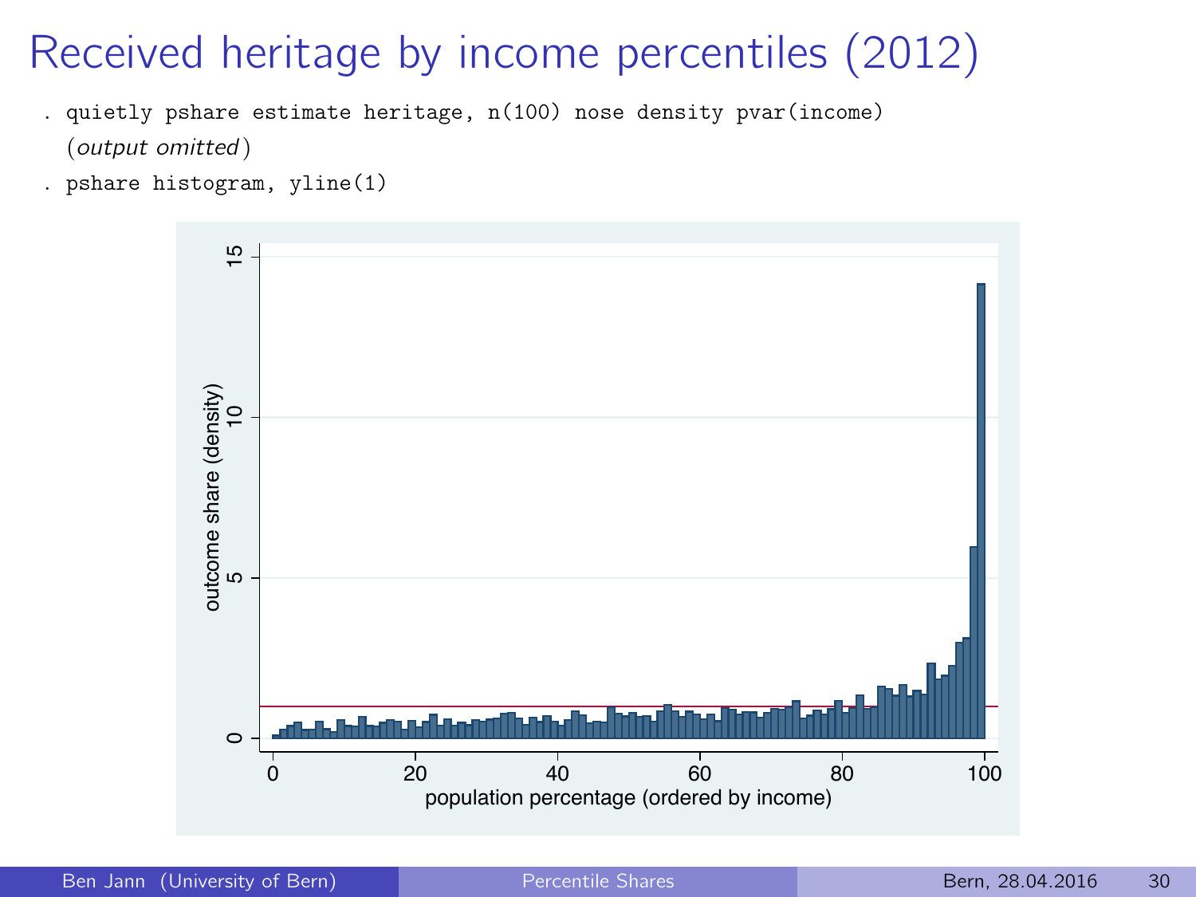# Received heritage by income percentiles (2012)

```
. quietly pshare estimate heritage, n(100) nose density pvar(income)
  (output omitted)
. pshare histogram, yline(1)
```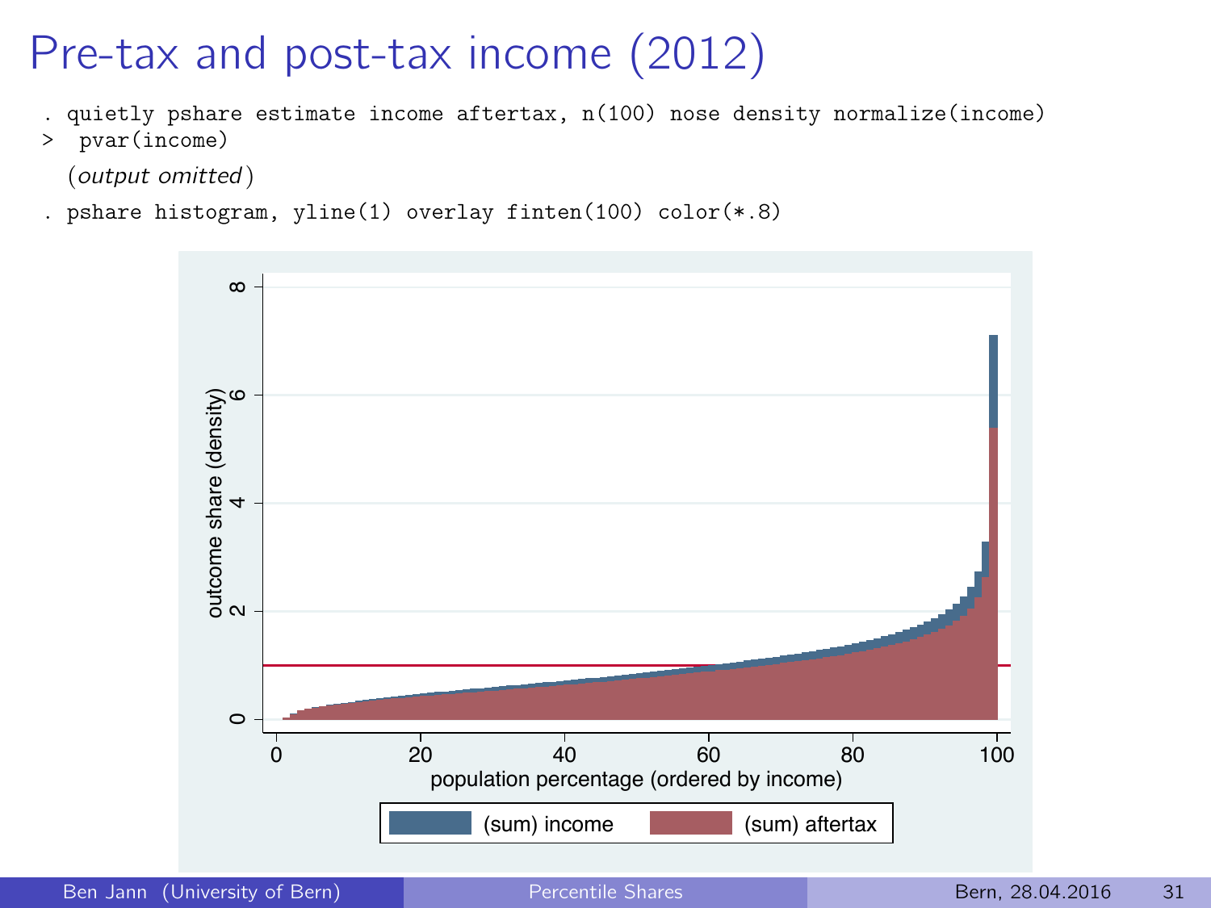# Pre-tax and post-tax income (2012)

```
. quietly pshare estimate income aftertax, n(100) nose density normalize(income)
>  pvar(income)
  (output omitted)
. pshare histogram, yline(1) overlay finten(100) color(*.8)
```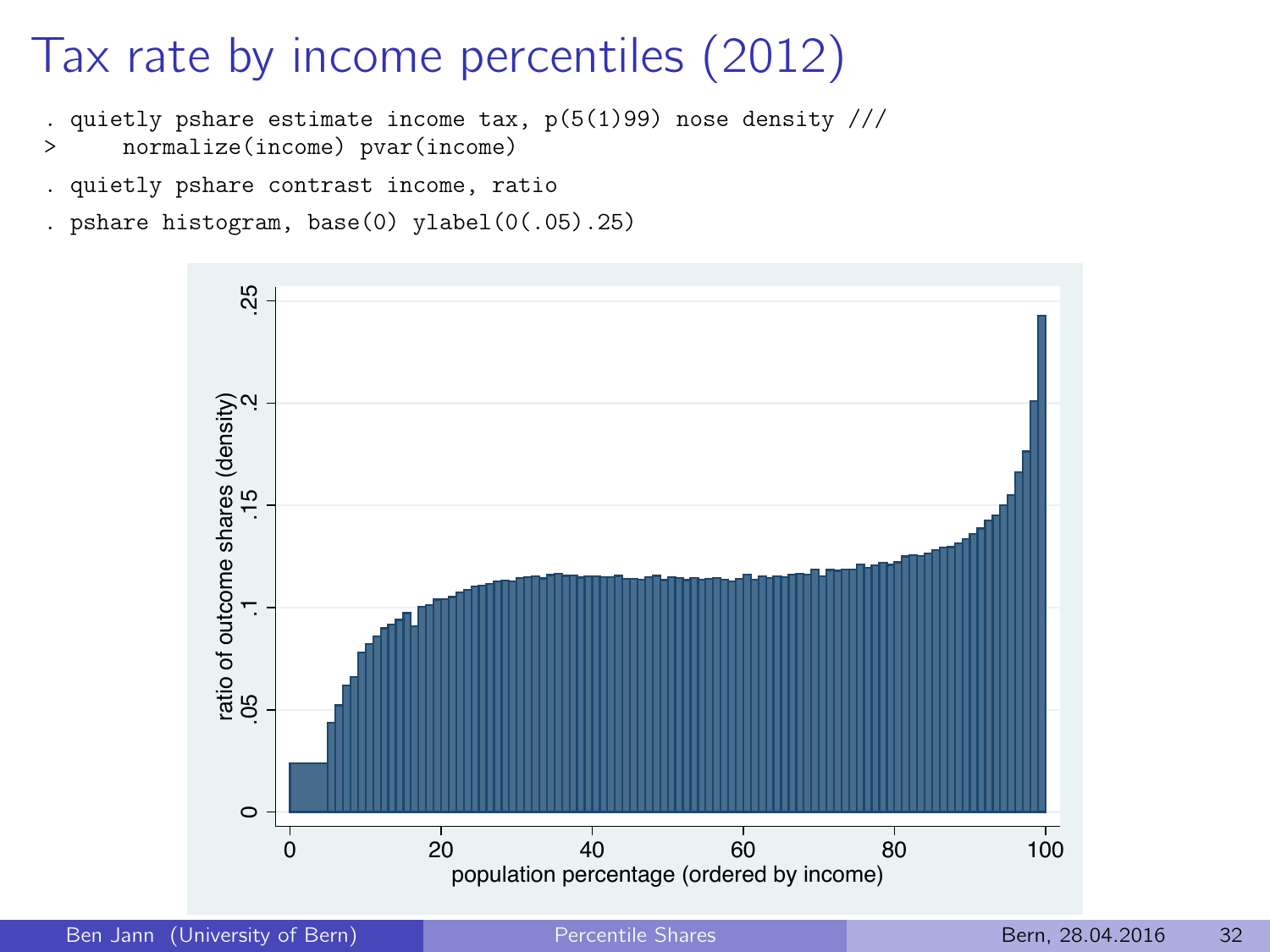# Tax rate by income percentiles (2012)

```
. quietly pshare estimate income tax, p(5(1)99) nose density ///
>     normalize(income) pvar(income)
. quietly pshare contrast income, ratio
. pshare histogram, base(0) ylabel(0(.05).25)
```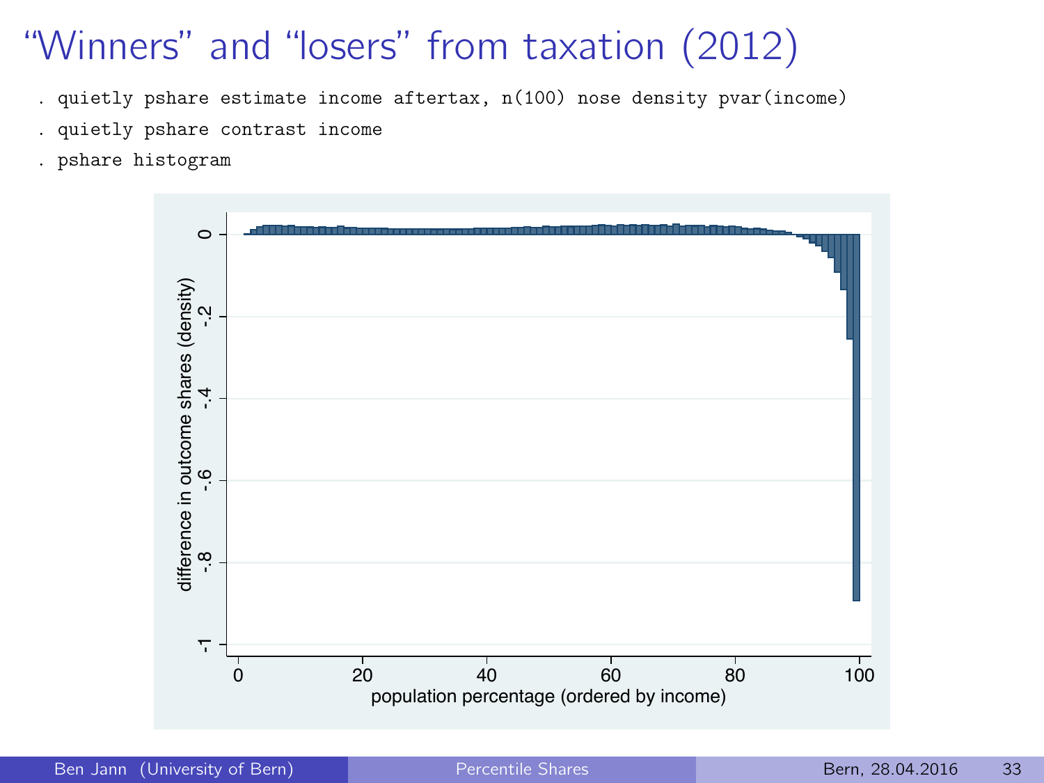# "Winners" and "losers" from taxation (2012)

```
. quietly pshare estimate income aftertax, n(100) nose density pvar(income)
. quietly pshare contrast income
. pshare histogram
```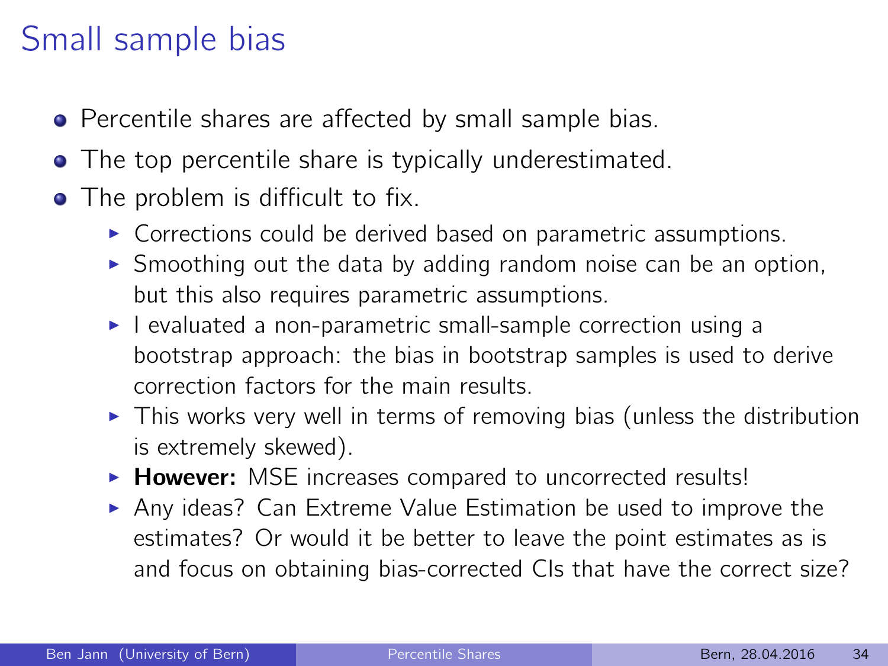# Small sample bias

- Percentile shares are affected by small sample bias.
- The top percentile share is typically underestimated.
- The problem is difficult to fix.
  - Corrections could be derived based on parametric assumptions.
  - Smoothing out the data by adding random noise can be an option, but this also requires parametric assumptions.
  - I evaluated a non-parametric small-sample correction using a bootstrap approach: the bias in bootstrap samples is used to derive correction factors for the main results.
  - This works very well in terms of removing bias (unless the distribution is extremely skewed).
  - **However:** MSE increases compared to uncorrected results!
  - Any ideas? Can Extreme Value Estimation be used to improve the estimates? Or would it be better to leave the point estimates as is and focus on obtaining bias-corrected CIs that have the correct size?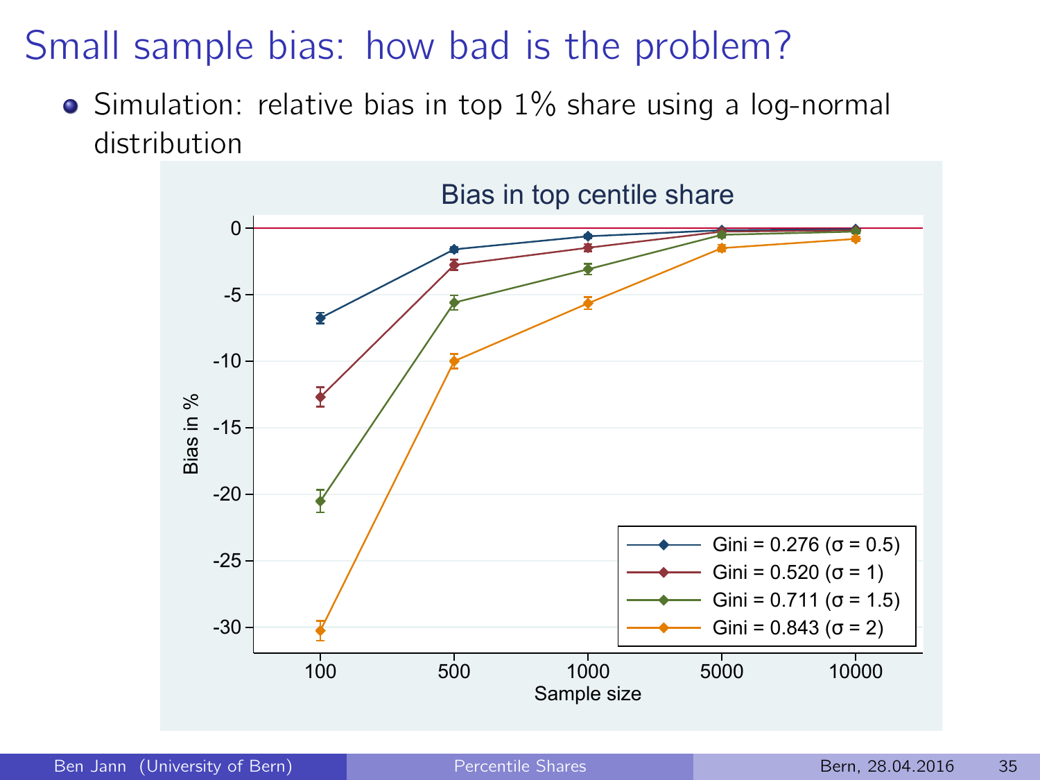# Small sample bias: how bad is the problem?

- Simulation: relative bias in top 1% share using a log-normal distribution

**Bias in top centile share**

Legend:
- Gini = 0.276 (σ = 0.5)
- Gini = 0.520 (σ = 1)
- Gini = 0.711 (σ = 1.5)
- Gini = 0.843 (σ = 2)

Y-axis: Bias in %
X-axis: Sample size (100, 500, 1000, 5000, 10000)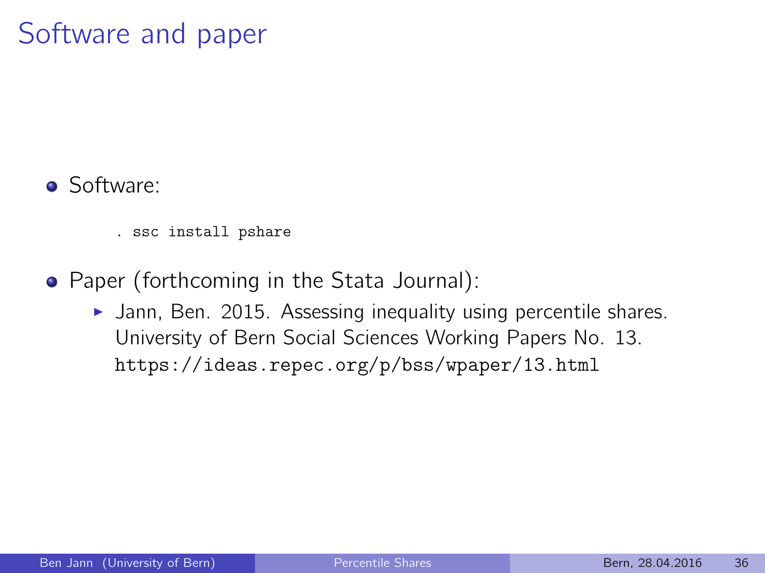# Software and paper

- Software:

```
. ssc install pshare
```

- Paper (forthcoming in the Stata Journal):
  - Jann, Ben. 2015. Assessing inequality using percentile shares. University of Bern Social Sciences Working Papers No. 13. https://ideas.repec.org/p/bss/wpaper/13.html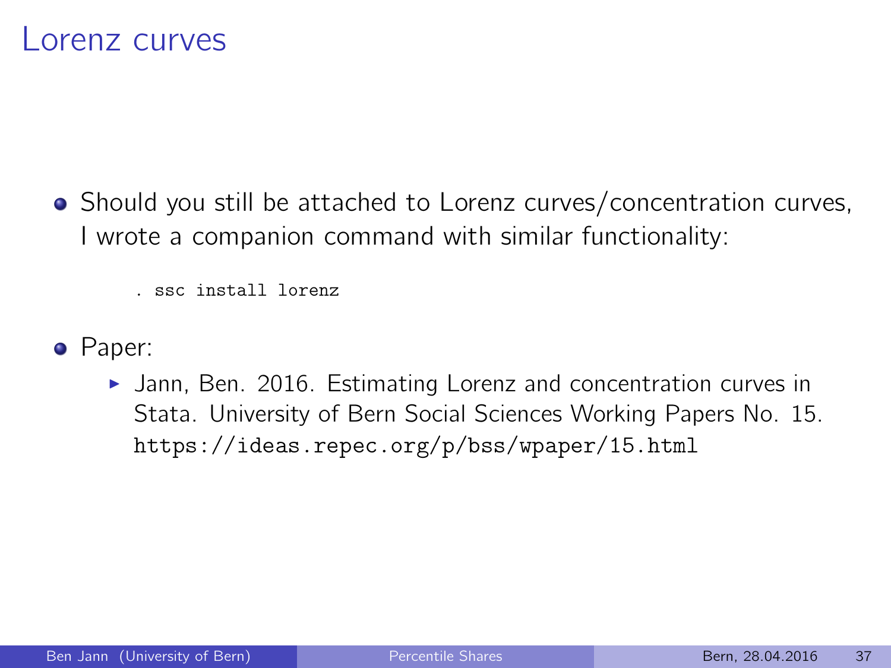# Lorenz curves

- Should you still be attached to Lorenz curves/concentration curves, I wrote a companion command with similar functionality:

```
. ssc install lorenz
```

- Paper:
  - Jann, Ben. 2016. Estimating Lorenz and concentration curves in Stata. University of Bern Social Sciences Working Papers No. 15. https://ideas.repec.org/p/bss/wpaper/15.html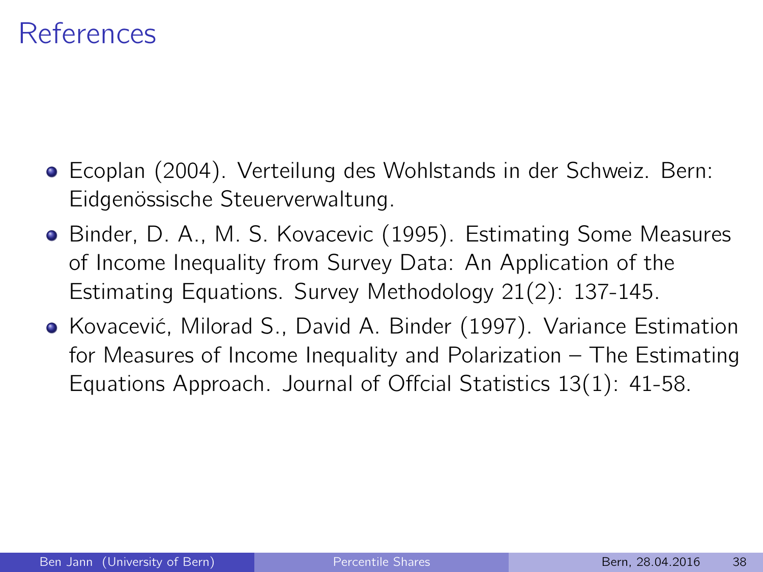# References

- Ecoplan (2004). Verteilung des Wohlstands in der Schweiz. Bern: Eidgenössische Steuerverwaltung.
- Binder, D. A., M. S. Kovacevic (1995). Estimating Some Measures of Income Inequality from Survey Data: An Application of the Estimating Equations. Survey Methodology 21(2): 137-145.
- Kovacević, Milorad S., David A. Binder (1997). Variance Estimation for Measures of Income Inequality and Polarization – The Estimating Equations Approach. Journal of Offcial Statistics 13(1): 41-58.